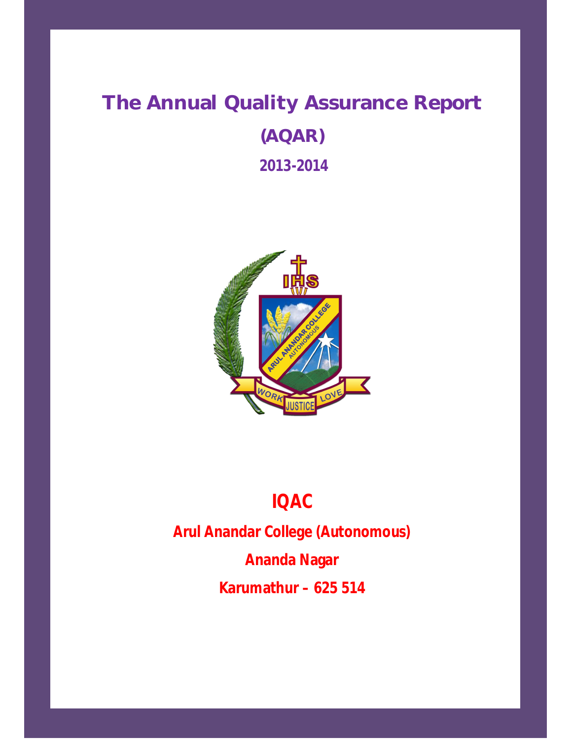# The Annual Quality Assurance Report

## (AQAR)

### 2013-2014

## IQAC

**Arul Anandar College (Autonomous)**

**Ananda Nagar**

**Karumathur – 625 514**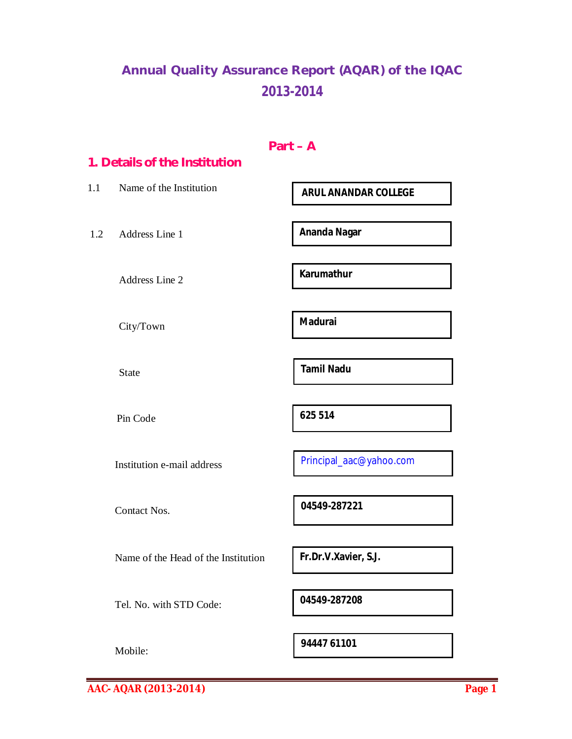# Annual Quality Assurance Report (AQAR) of the IQAC 2013-2014

## Part – A

### 1. Details of the Institution

| | | |
|---|---|---|
| 1.1 | Name of the Institution | **ARUL ANANDAR COLLEGE** |
| 1.2 | Address Line 1 | **Ananda Nagar** |
| | Address Line 2 | **Karumathur** |
| | City/Town | **Madurai** |
| | State | **Tamil Nadu** |
| | Pin Code | **625 514** |
| | Institution e-mail address | Principal_aac@yahoo.com |
| | Contact Nos. | **04549-287221** |
| | Name of the Head of the Institution | **Fr.Dr.V.Xavier, S.J.** |
| | Tel. No. with STD Code: | **04549-287208** |
| | Mobile: | **94447 61101** |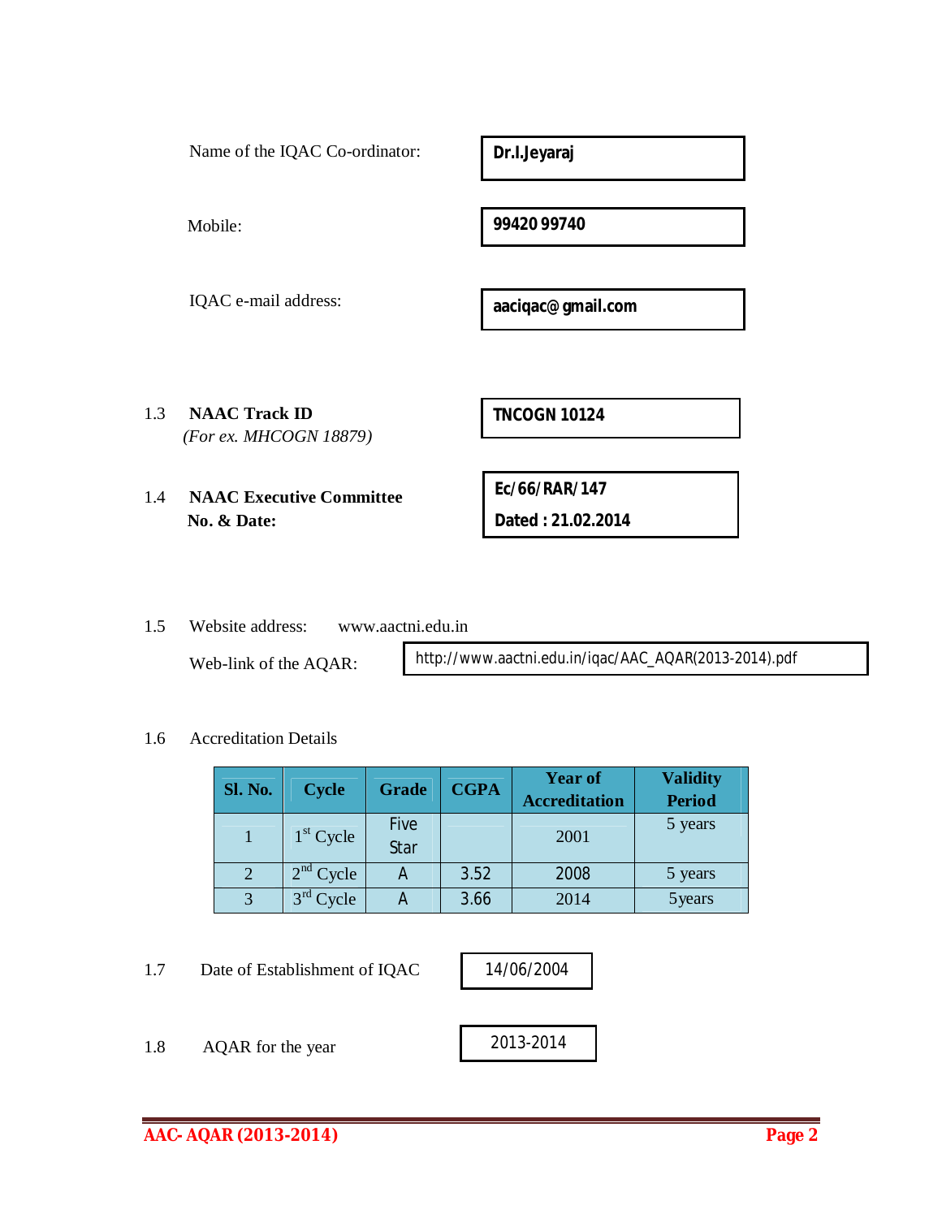Name of the IQAC Co-ordinator: **Dr.I.Jeyaraj**

Mobile: **99420 99740**

IQAC e-mail address: **aaciqac@gmail.com**

1.3 **NAAC Track ID** **TNCOGN 10124**
*(For ex. MHCOGN 18879)*

1.4 **NAAC Executive Committee No. & Date:** **Ec/66/RAR/147**
**Dated : 21.02.2014**

1.5 Website address: www.aactni.edu.in

Web-link of the AQAR: http://www.aactni.edu.in/iqac/AAC_AQAR(2013-2014).pdf

1.6 Accreditation Details

| Sl. No. | Cycle | Grade | CGPA | Year of Accreditation | Validity Period |
|---|---|---|---|---|---|
| 1 | 1st Cycle | Five Star | | 2001 | 5 years |
| 2 | 2nd Cycle | A | 3.52 | 2008 | 5 years |
| 3 | 3rd Cycle | A | 3.66 | 2014 | 5years |

1.7 Date of Establishment of IQAC 14/06/2004

1.8 AQAR for the year 2013-2014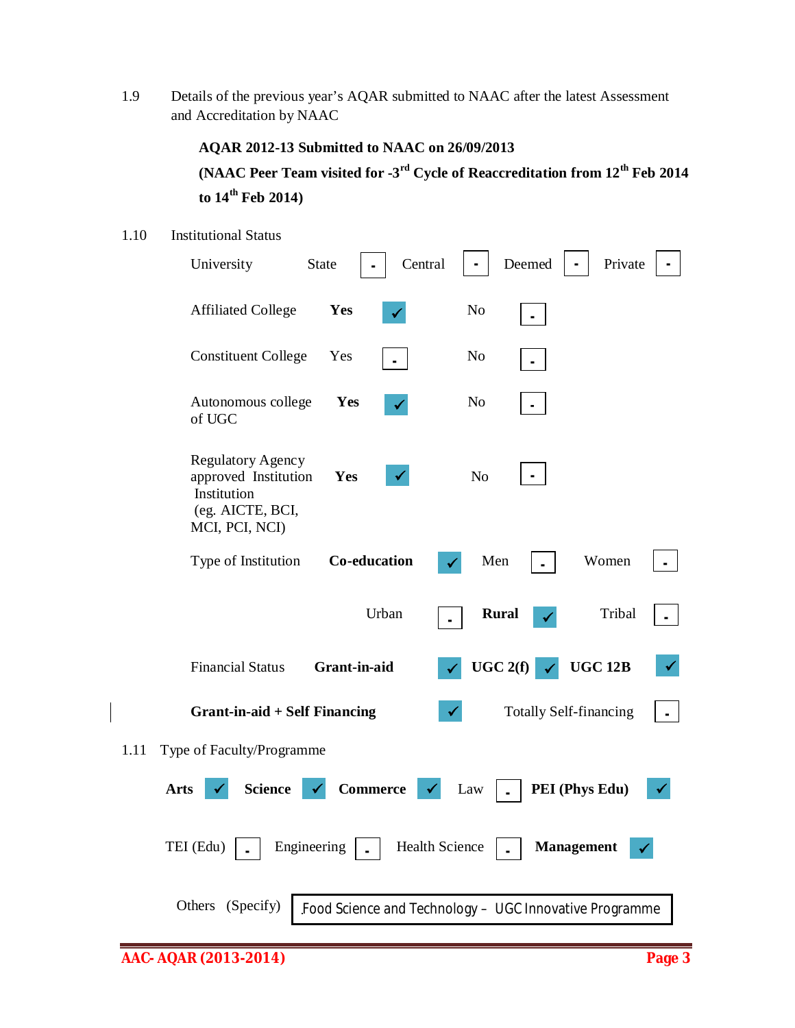1.9 Details of the previous year's AQAR submitted to NAAC after the latest Assessment and Accreditation by NAAC

**AQAR 2012-13 Submitted to NAAC on 26/09/2013**

**(NAAC Peer Team visited for -3rd Cycle of Reaccreditation from 12th Feb 2014 to 14th Feb 2014)**

1.10 Institutional Status

University: State [-] Central [-] Deemed [-] Private [-]

Affiliated College: **Yes** [✓] No [-]

Constituent College: Yes [-] No [-]

Autonomous college of UGC: **Yes** [✓] No [-]

Regulatory Agency approved Institution Institution (eg. AICTE, BCI, MCI, PCI, NCI): **Yes** [✓] No [-]

Type of Institution: **Co-education** [✓] Men [-] Women [-]

Urban [-] **Rural** [✓] Tribal [-]

Financial Status: **Grant-in-aid** [✓] **UGC 2(f)** [✓] **UGC 12B** [✓]

**Grant-in-aid + Self Financing** [✓] Totally Self-financing [-]

1.11 Type of Faculty/Programme

**Arts** [✓] **Science** [✓] **Commerce** [✓] Law [-] **PEI (Phys Edu)** [✓]

TEI (Edu) [-] Engineering [-] Health Science [-] **Management** [✓]

Others (Specify): Food Science and Technology – UGC Innovative Programme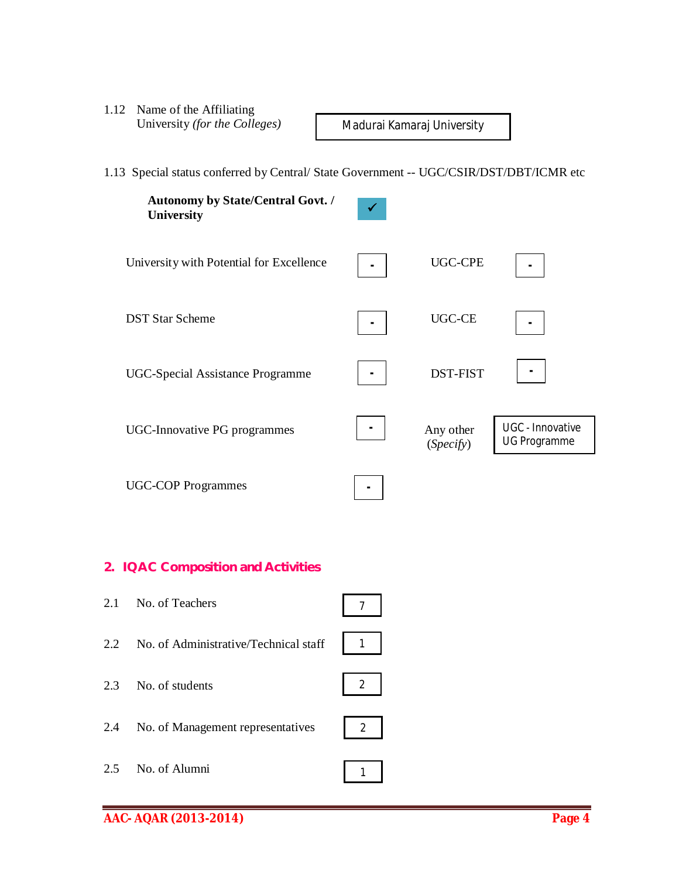1.12 Name of the Affiliating University *(for the Colleges)*: Madurai Kamaraj University

1.13 Special status conferred by Central/ State Government -- UGC/CSIR/DST/DBT/ICMR etc

**Autonomy by State/Central Govt. / University** ✓

| | | | |
|---|---|---|---|
| University with Potential for Excellence | - | UGC-CPE | - |
| DST Star Scheme | - | UGC-CE | - |
| UGC-Special Assistance Programme | - | DST-FIST | - |
| UGC-Innovative PG programmes | - | Any other (*Specify*) | UGC - Innovative UG Programme |
| UGC-COP Programmes | - | | |

## 2. IQAC Composition and Activities

| | | |
|---|---|---|
| 2.1 | No. of Teachers | 7 |
| 2.2 | No. of Administrative/Technical staff | 1 |
| 2.3 | No. of students | 2 |
| 2.4 | No. of Management representatives | 2 |
| 2.5 | No. of Alumni | 1 |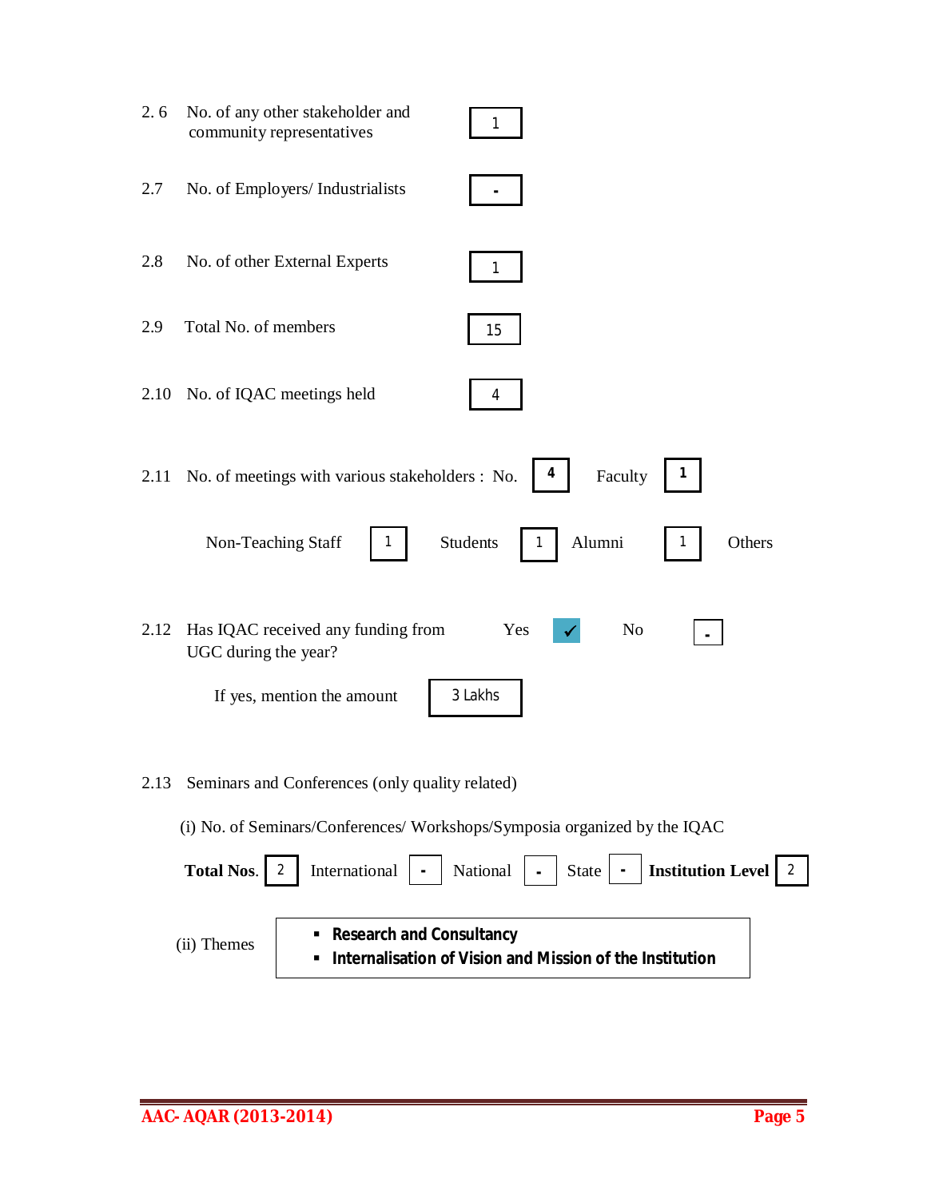2.6 No. of any other stakeholder and community representatives: 1

2.7 No. of Employers/ Industrialists: -

2.8 No. of other External Experts: 1

2.9 Total No. of members: 15

2.10 No. of IQAC meetings held: 4

2.11 No. of meetings with various stakeholders : No. **4** Faculty **1**

Non-Teaching Staff 1 Students 1 Alumni 1 Others

2.12 Has IQAC received any funding from UGC during the year? Yes ✓ No -

If yes, mention the amount: 3 Lakhs

2.13 Seminars and Conferences (only quality related)

(i) No. of Seminars/Conferences/ Workshops/Symposia organized by the IQAC

**Total Nos.** 2 International - National - State - **Institution Level** 2

(ii) Themes

- **Research and Consultancy**
- **Internalisation of Vision and Mission of the Institution**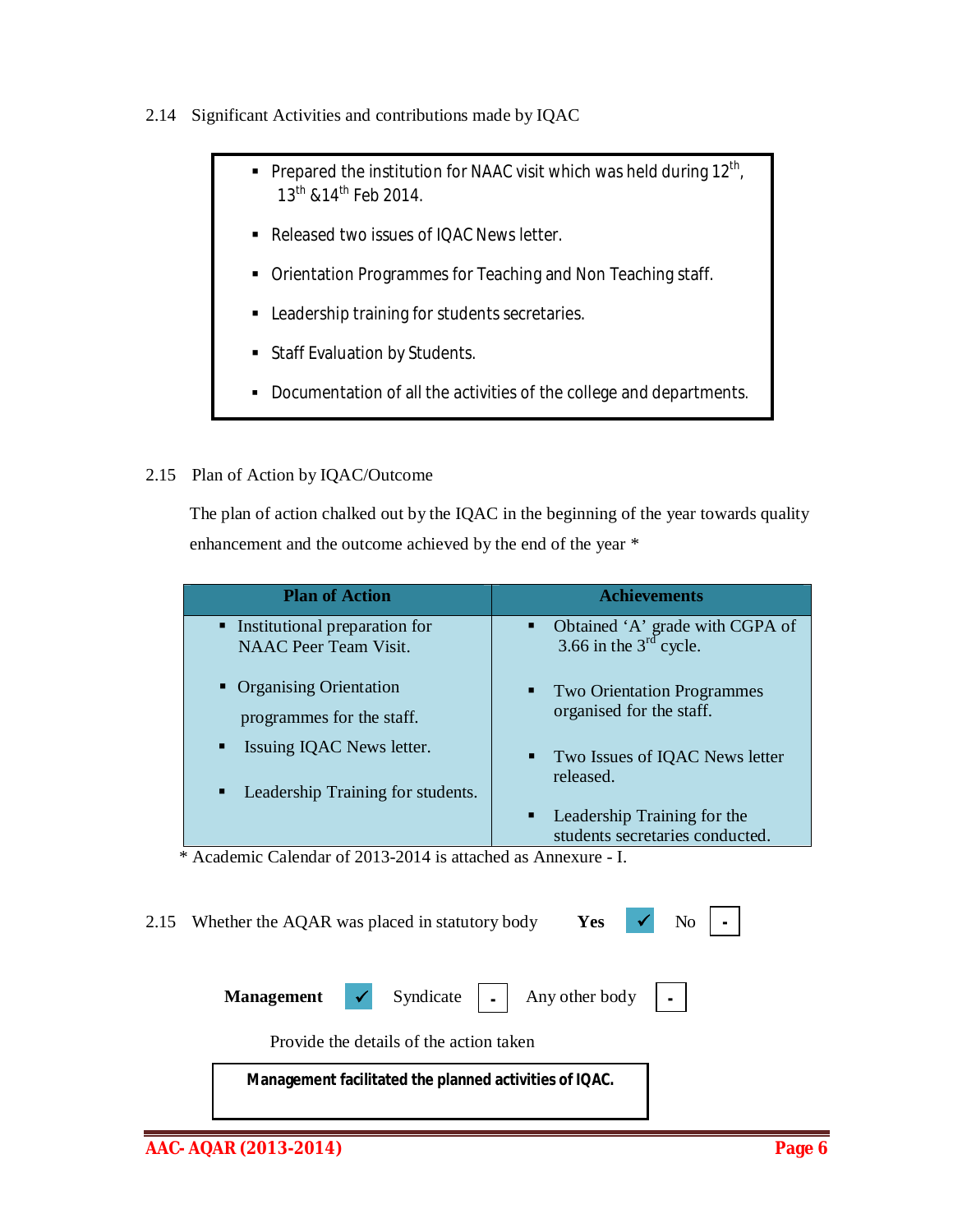2.14 Significant Activities and contributions made by IQAC

- Prepared the institution for NAAC visit which was held during 12th, 13th &14th Feb 2014.
- Released two issues of IQAC News letter.
- Orientation Programmes for Teaching and Non Teaching staff.
- Leadership training for students secretaries.
- Staff Evaluation by Students.
- Documentation of all the activities of the college and departments.

2.15 Plan of Action by IQAC/Outcome

The plan of action chalked out by the IQAC in the beginning of the year towards quality enhancement and the outcome achieved by the end of the year *

| Plan of Action | Achievements |
|---|---|
| ▪ Institutional preparation for NAAC Peer Team Visit. | ▪ Obtained 'A' grade with CGPA of 3.66 in the 3rd cycle. |
| ▪ Organising Orientation programmes for the staff. | ▪ Two Orientation Programmes organised for the staff. |
| ▪ Issuing IQAC News letter. | ▪ Two Issues of IQAC News letter released. |
| ▪ Leadership Training for students. | ▪ Leadership Training for the students secretaries conducted. |

* Academic Calendar of 2013-2014 is attached as Annexure - I.

2.15 Whether the AQAR was placed in statutory body **Yes** ✓ No -

**Management** ✓ Syndicate - Any other body -

Provide the details of the action taken

**Management facilitated the planned activities of IQAC.**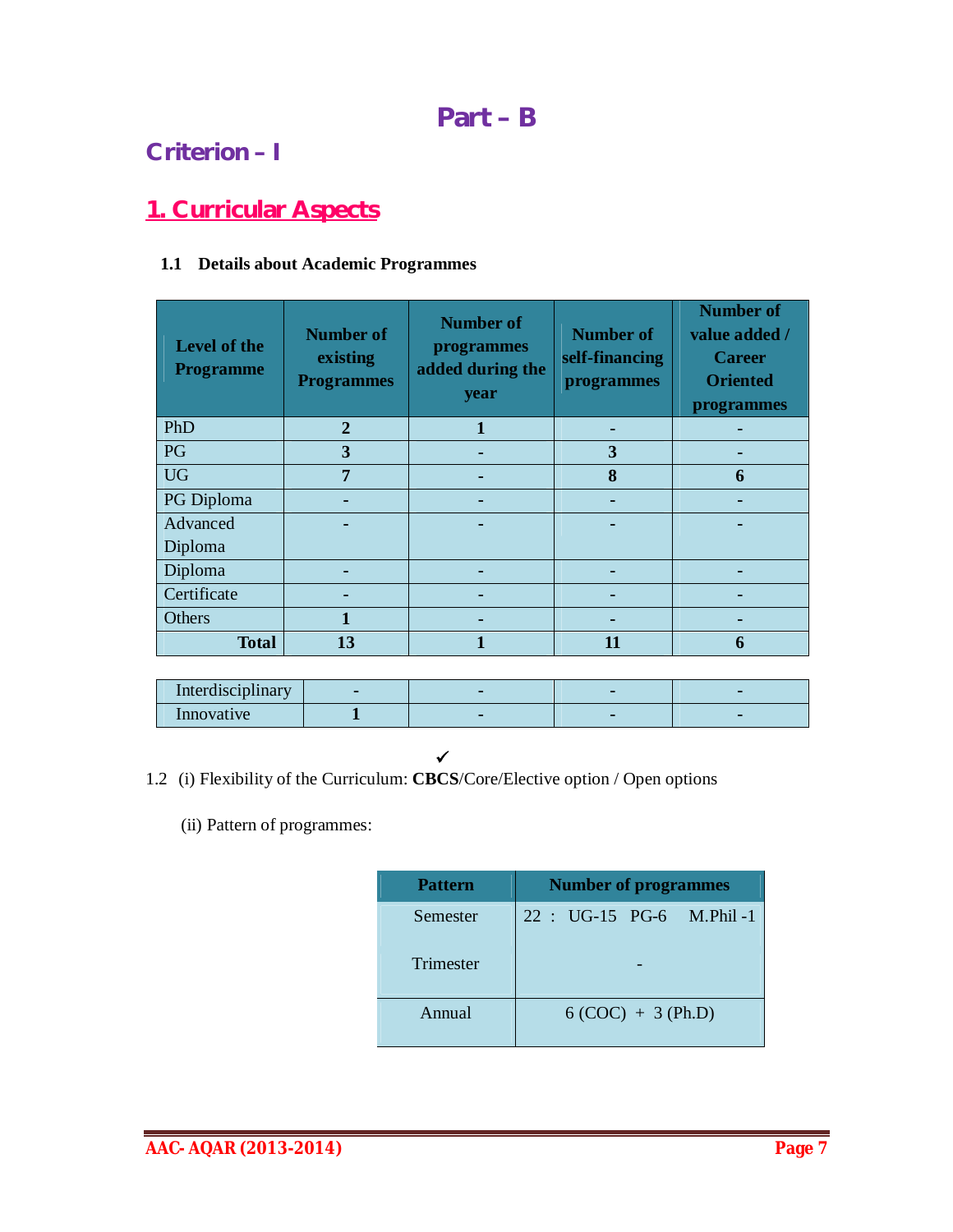# Part – B

## Criterion – I

## 1. Curricular Aspects

**1.1 Details about Academic Programmes**

| Level of the Programme | Number of existing Programmes | Number of programmes added during the year | Number of self-financing programmes | Number of value added / Career Oriented programmes |
|---|---|---|---|---|
| PhD | 2 | 1 | - | - |
| PG | 3 | - | 3 | - |
| UG | 7 | - | 8 | 6 |
| PG Diploma | - | - | - | - |
| Advanced Diploma | - | - | - | - |
| Diploma | - | - | - | - |
| Certificate | - | - | - | - |
| Others | 1 | - | - | - |
| **Total** | **13** | **1** | **11** | **6** |

| | | | | |
|---|---|---|---|---|
| Interdisciplinary | - | - | - | - |
| Innovative | 1 | - | - | - |

1.2 (i) Flexibility of the Curriculum: **CBCS** ✓/Core/Elective option / Open options

(ii) Pattern of programmes:

| Pattern | Number of programmes |
|---|---|
| Semester | 22 : UG-15 PG-6 M.Phil -1 |
| Trimester | - |
| Annual | 6 (COC) + 3 (Ph.D) |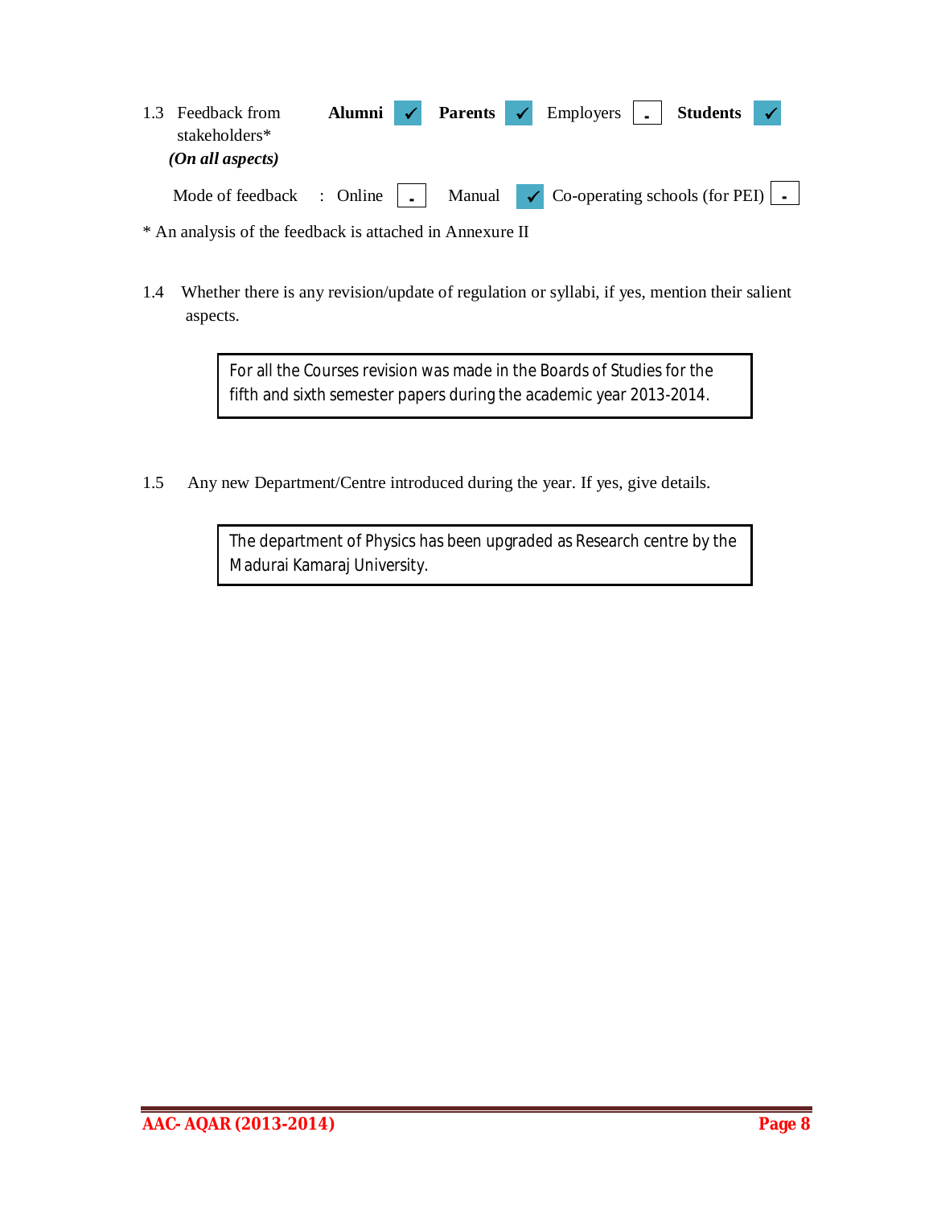1.3 Feedback from stakeholders*
*(On all aspects)*

**Alumni** ✓ **Parents** ✓ Employers - **Students** ✓

Mode of feedback : Online - Manual ✓ Co-operating schools (for PEI) -

* An analysis of the feedback is attached in Annexure II

1.4 Whether there is any revision/update of regulation or syllabi, if yes, mention their salient aspects.

> For all the Courses revision was made in the Boards of Studies for the fifth and sixth semester papers during the academic year 2013-2014.

1.5 Any new Department/Centre introduced during the year. If yes, give details.

> The department of Physics has been upgraded as Research centre by the Madurai Kamaraj University.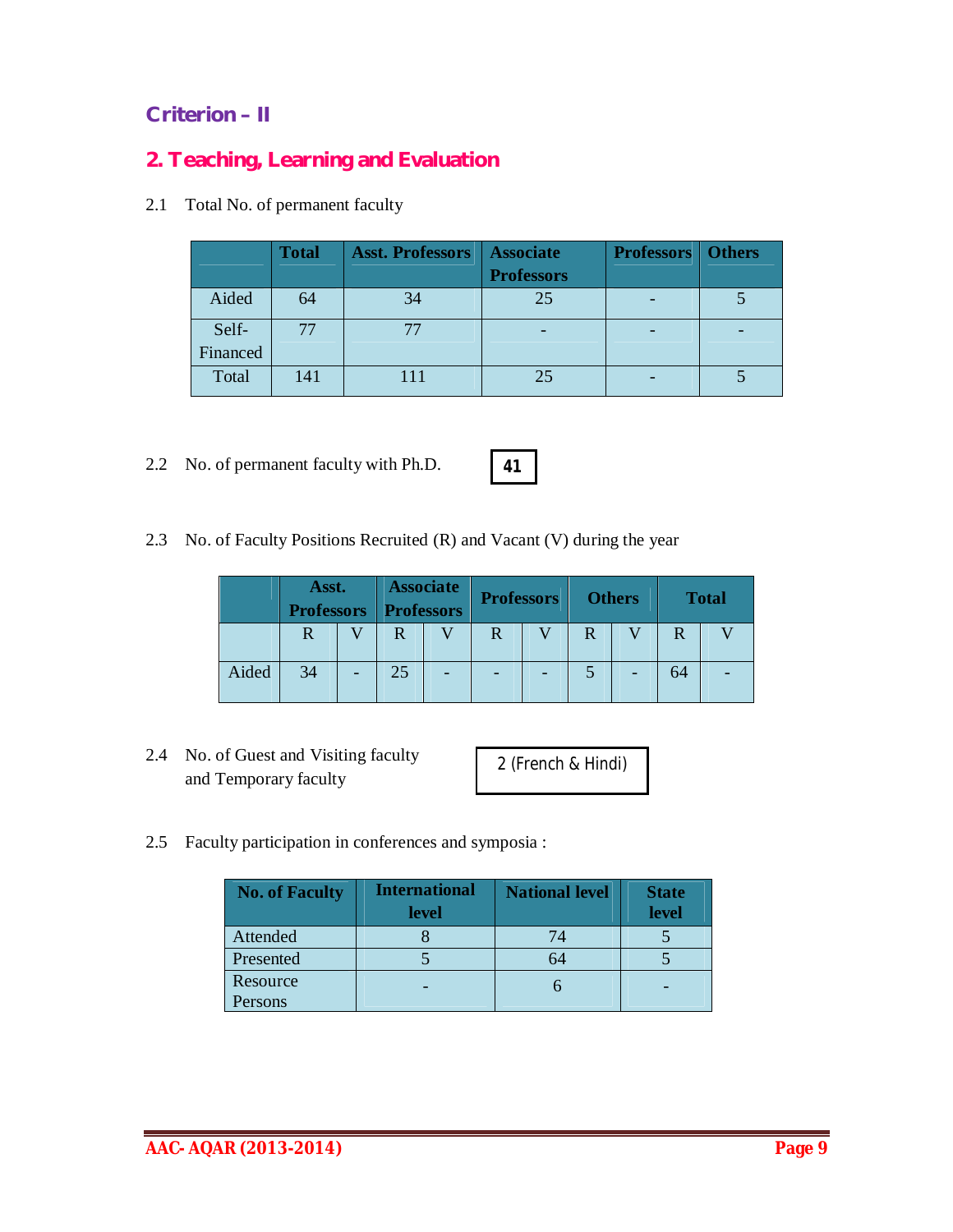## Criterion – II

## 2. Teaching, Learning and Evaluation

2.1 Total No. of permanent faculty

| | Total | Asst. Professors | Associate Professors | Professors | Others |
|---|---|---|---|---|---|
| Aided | 64 | 34 | 25 | - | 5 |
| Self-Financed | 77 | 77 | - | - | - |
| Total | 141 | 111 | 25 | - | 5 |

2.2 No. of permanent faculty with Ph.D. **41**

2.3 No. of Faculty Positions Recruited (R) and Vacant (V) during the year

| | Asst. Professors | | Associate Professors | | Professors | | Others | | Total | |
|---|---|---|---|---|---|---|---|---|---|---|
| | R | V | R | V | R | V | R | V | R | V |
| Aided | 34 | - | 25 | - | - | - | 5 | - | 64 | - |

2.4 No. of Guest and Visiting faculty and Temporary faculty: 2 (French & Hindi)

2.5 Faculty participation in conferences and symposia :

| No. of Faculty | International level | National level | State level |
|---|---|---|---|
| Attended | 8 | 74 | 5 |
| Presented | 5 | 64 | 5 |
| Resource Persons | - | 6 | - |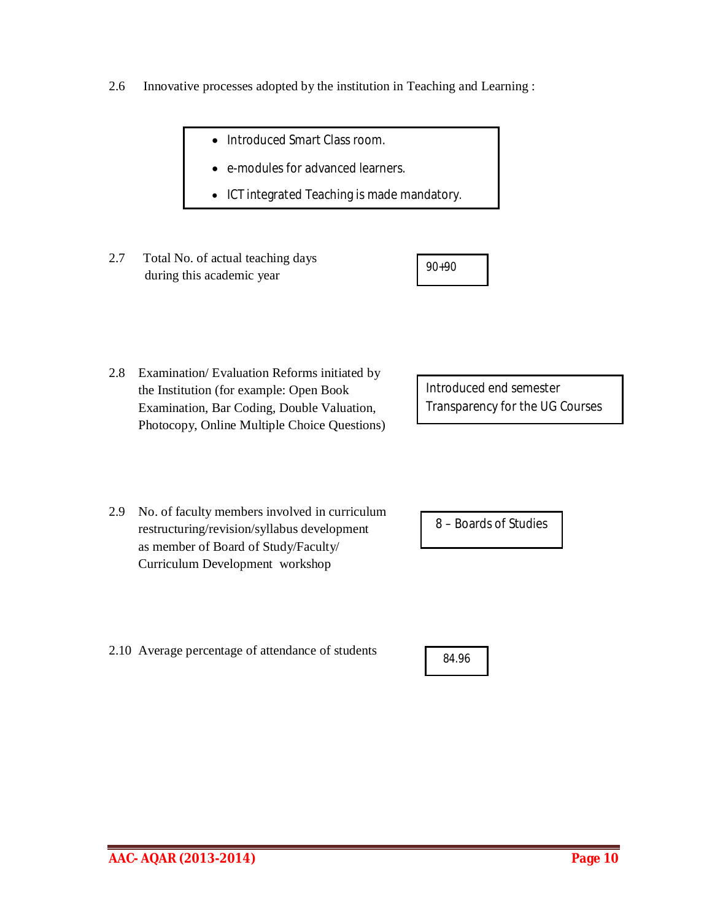2.6 Innovative processes adopted by the institution in Teaching and Learning :

- Introduced Smart Class room.
- e-modules for advanced learners.
- ICT integrated Teaching is made mandatory.

2.7 Total No. of actual teaching days during this academic year

90+90

2.8 Examination/ Evaluation Reforms initiated by the Institution (for example: Open Book Examination, Bar Coding, Double Valuation, Photocopy, Online Multiple Choice Questions)

Introduced end semester Transparency for the UG Courses

2.9 No. of faculty members involved in curriculum restructuring/revision/syllabus development as member of Board of Study/Faculty/ Curriculum Development workshop

8 – Boards of Studies

2.10 Average percentage of attendance of students

84.96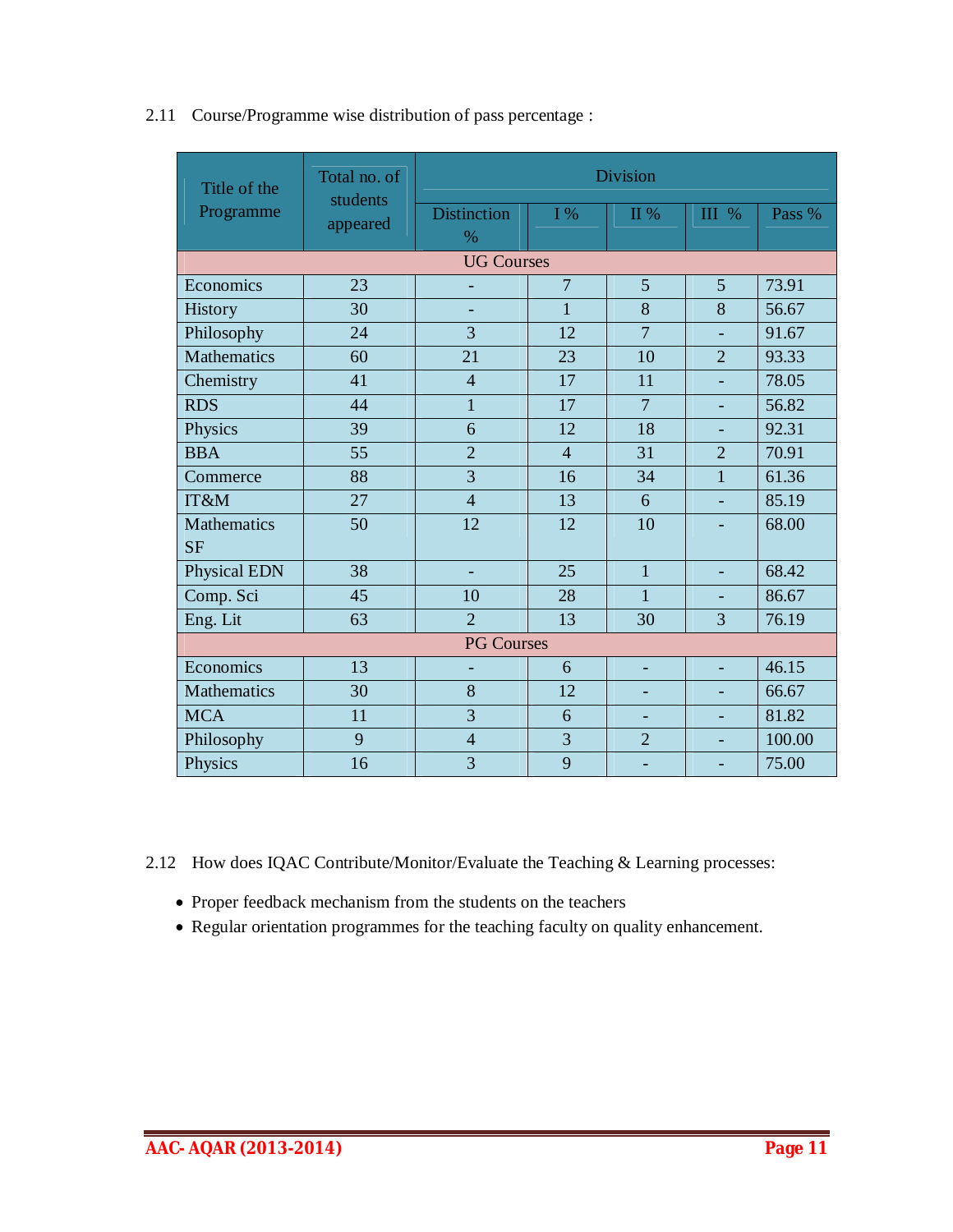2.11 Course/Programme wise distribution of pass percentage :

| Title of the Programme | Total no. of students appeared | Division | | | | |
|---|---|---|---|---|---|---|
| | | Distinction % | I % | II % | III % | Pass % |
| UG Courses | | | | | | |
| Economics | 23 | - | 7 | 5 | 5 | 73.91 |
| History | 30 | - | 1 | 8 | 8 | 56.67 |
| Philosophy | 24 | 3 | 12 | 7 | - | 91.67 |
| Mathematics | 60 | 21 | 23 | 10 | 2 | 93.33 |
| Chemistry | 41 | 4 | 17 | 11 | - | 78.05 |
| RDS | 44 | 1 | 17 | 7 | - | 56.82 |
| Physics | 39 | 6 | 12 | 18 | - | 92.31 |
| BBA | 55 | 2 | 4 | 31 | 2 | 70.91 |
| Commerce | 88 | 3 | 16 | 34 | 1 | 61.36 |
| IT&M | 27 | 4 | 13 | 6 | - | 85.19 |
| Mathematics SF | 50 | 12 | 12 | 10 | - | 68.00 |
| Physical EDN | 38 | - | 25 | 1 | - | 68.42 |
| Comp. Sci | 45 | 10 | 28 | 1 | - | 86.67 |
| Eng. Lit | 63 | 2 | 13 | 30 | 3 | 76.19 |
| PG Courses | | | | | | |
| Economics | 13 | - | 6 | - | - | 46.15 |
| Mathematics | 30 | 8 | 12 | - | - | 66.67 |
| MCA | 11 | 3 | 6 | - | - | 81.82 |
| Philosophy | 9 | 4 | 3 | 2 | - | 100.00 |
| Physics | 16 | 3 | 9 | - | - | 75.00 |

2.12 How does IQAC Contribute/Monitor/Evaluate the Teaching & Learning processes:

- Proper feedback mechanism from the students on the teachers
- Regular orientation programmes for the teaching faculty on quality enhancement.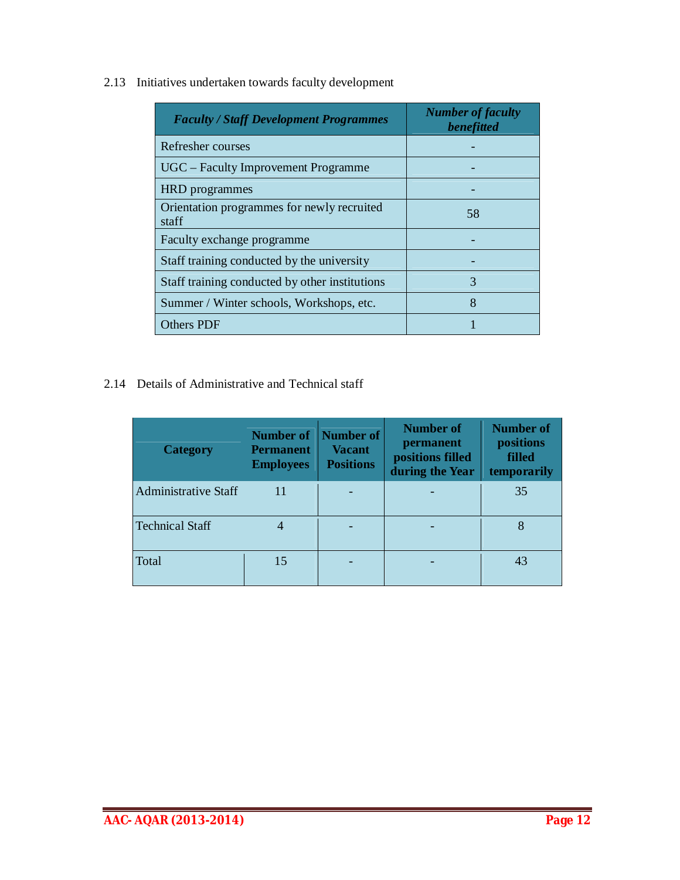2.13 Initiatives undertaken towards faculty development

| *Faculty / Staff Development Programmes* | *Number of faculty benefitted* |
|---|---|
| Refresher courses | - |
| UGC – Faculty Improvement Programme | - |
| HRD programmes | - |
| Orientation programmes for newly recruited staff | 58 |
| Faculty exchange programme | - |
| Staff training conducted by the university | - |
| Staff training conducted by other institutions | 3 |
| Summer / Winter schools, Workshops, etc. | 8 |
| Others PDF | 1 |

2.14 Details of Administrative and Technical staff

| Category | Number of Permanent Employees | Number of Vacant Positions | Number of permanent positions filled during the Year | Number of positions filled temporarily |
|---|---|---|---|---|
| Administrative Staff | 11 | - | - | 35 |
| Technical Staff | 4 | - | - | 8 |
| Total | 15 | - | - | 43 |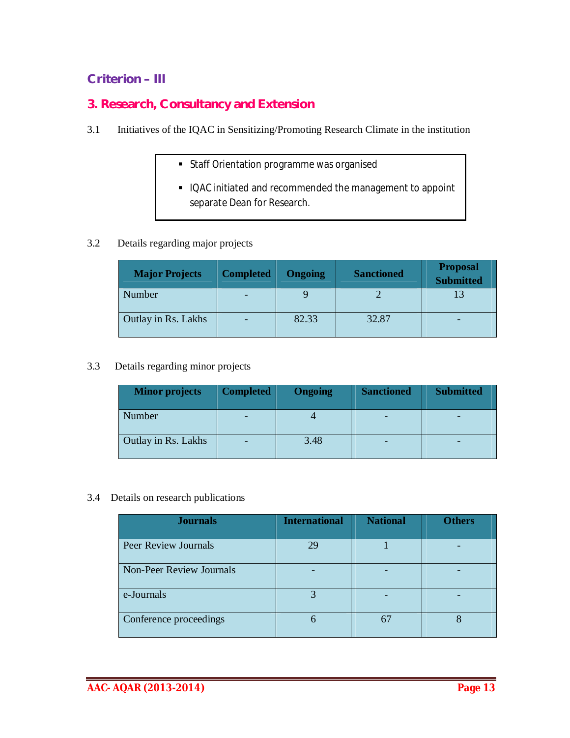## Criterion – III

## 3. Research, Consultancy and Extension

3.1 Initiatives of the IQAC in Sensitizing/Promoting Research Climate in the institution

- Staff Orientation programme was organised
- IQAC initiated and recommended the management to appoint separate Dean for Research.

3.2 Details regarding major projects

| Major Projects | Completed | Ongoing | Sanctioned | Proposal Submitted |
|---|---|---|---|---|
| Number | - | 9 | 2 | 13 |
| Outlay in Rs. Lakhs | - | 82.33 | 32.87 | - |

3.3 Details regarding minor projects

| Minor projects | Completed | Ongoing | Sanctioned | Submitted |
|---|---|---|---|---|
| Number | - | 4 | - | - |
| Outlay in Rs. Lakhs | - | 3.48 | - | - |

3.4 Details on research publications

| Journals | International | National | Others |
|---|---|---|---|
| Peer Review Journals | 29 | 1 | - |
| Non-Peer Review Journals | - | - | - |
| e-Journals | 3 | - | - |
| Conference proceedings | 6 | 67 | 8 |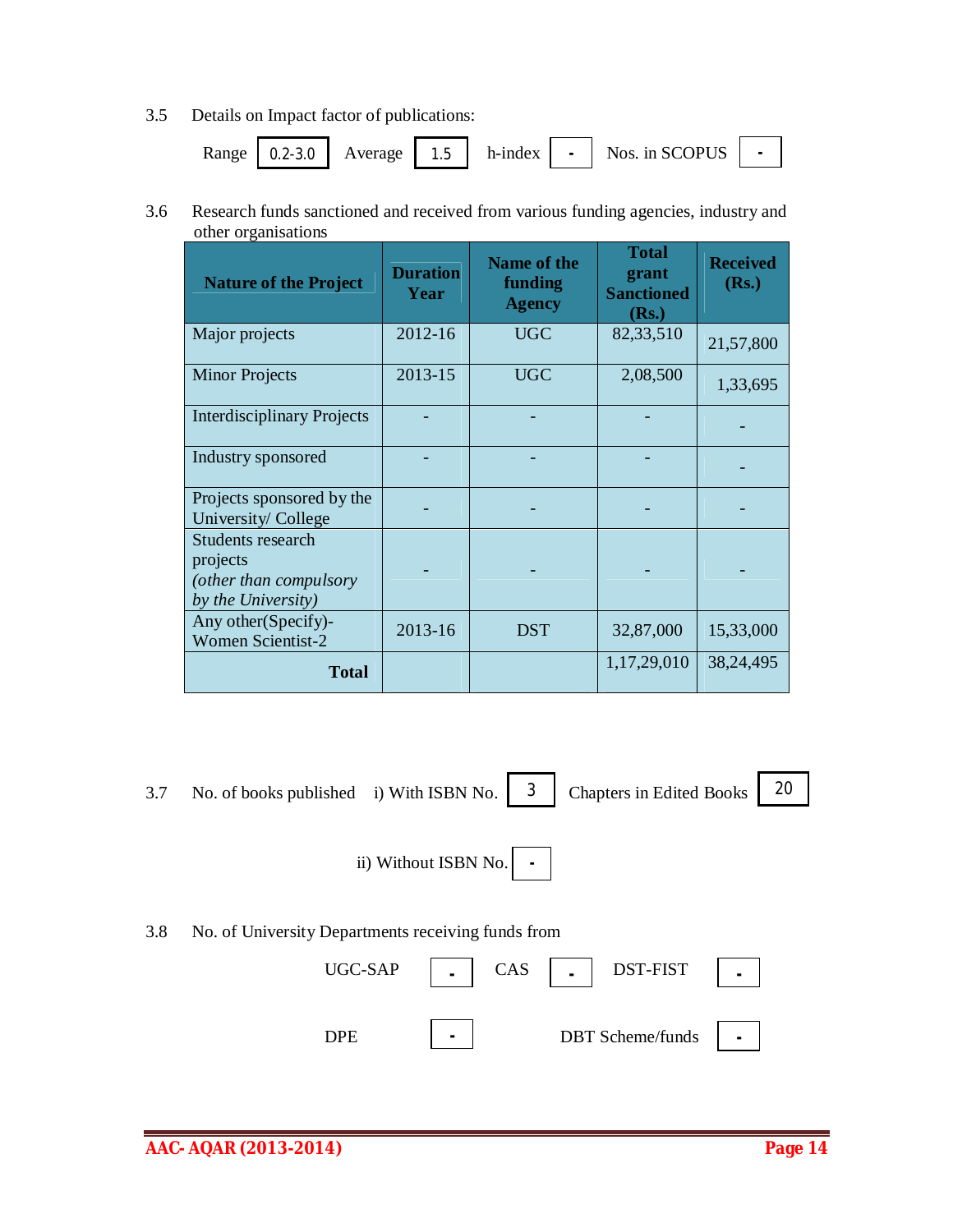3.5 Details on Impact factor of publications:

Range 0.2-3.0 Average 1.5 h-index - Nos. in SCOPUS -

3.6 Research funds sanctioned and received from various funding agencies, industry and other organisations

| Nature of the Project | Duration Year | Name of the funding Agency | Total grant Sanctioned (Rs.) | Received (Rs.) |
|---|---|---|---|---|
| Major projects | 2012-16 | UGC | 82,33,510 | 21,57,800 |
| Minor Projects | 2013-15 | UGC | 2,08,500 | 1,33,695 |
| Interdisciplinary Projects | - | - | - | - |
| Industry sponsored | - | - | - | - |
| Projects sponsored by the University/ College | - | - | - | - |
| Students research projects *(other than compulsory by the University)* | - | - | - | - |
| Any other(Specify)- Women Scientist-2 | 2013-16 | DST | 32,87,000 | 15,33,000 |
| **Total** | | | 1,17,29,010 | 38,24,495 |

3.7 No. of books published i) With ISBN No. 3 Chapters in Edited Books 20

ii) Without ISBN No. -

3.8 No. of University Departments receiving funds from

UGC-SAP - CAS - DST-FIST -

DPE - DBT Scheme/funds -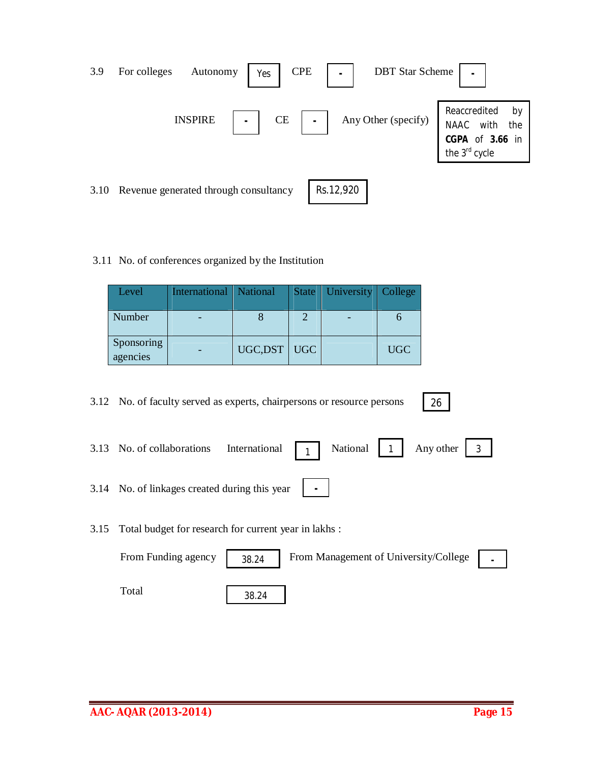3.9 For colleges Autonomy Yes CPE - DBT Star Scheme -

INSPIRE - CE - Any Other (specify) Reaccredited by NAAC with the **CGPA** of **3.66** in the 3rd cycle

3.10 Revenue generated through consultancy Rs.12,920

3.11 No. of conferences organized by the Institution

| Level | International | National | State | University | College |
|---|---|---|---|---|---|
| Number | - | 8 | 2 | - | 6 |
| Sponsoring agencies | - | UGC,DST | UGC | | UGC |

3.12 No. of faculty served as experts, chairpersons or resource persons 26

3.13 No. of collaborations International 1 National 1 Any other 3

3.14 No. of linkages created during this year -

3.15 Total budget for research for current year in lakhs :

From Funding agency 38.24 From Management of University/College -

Total 38.24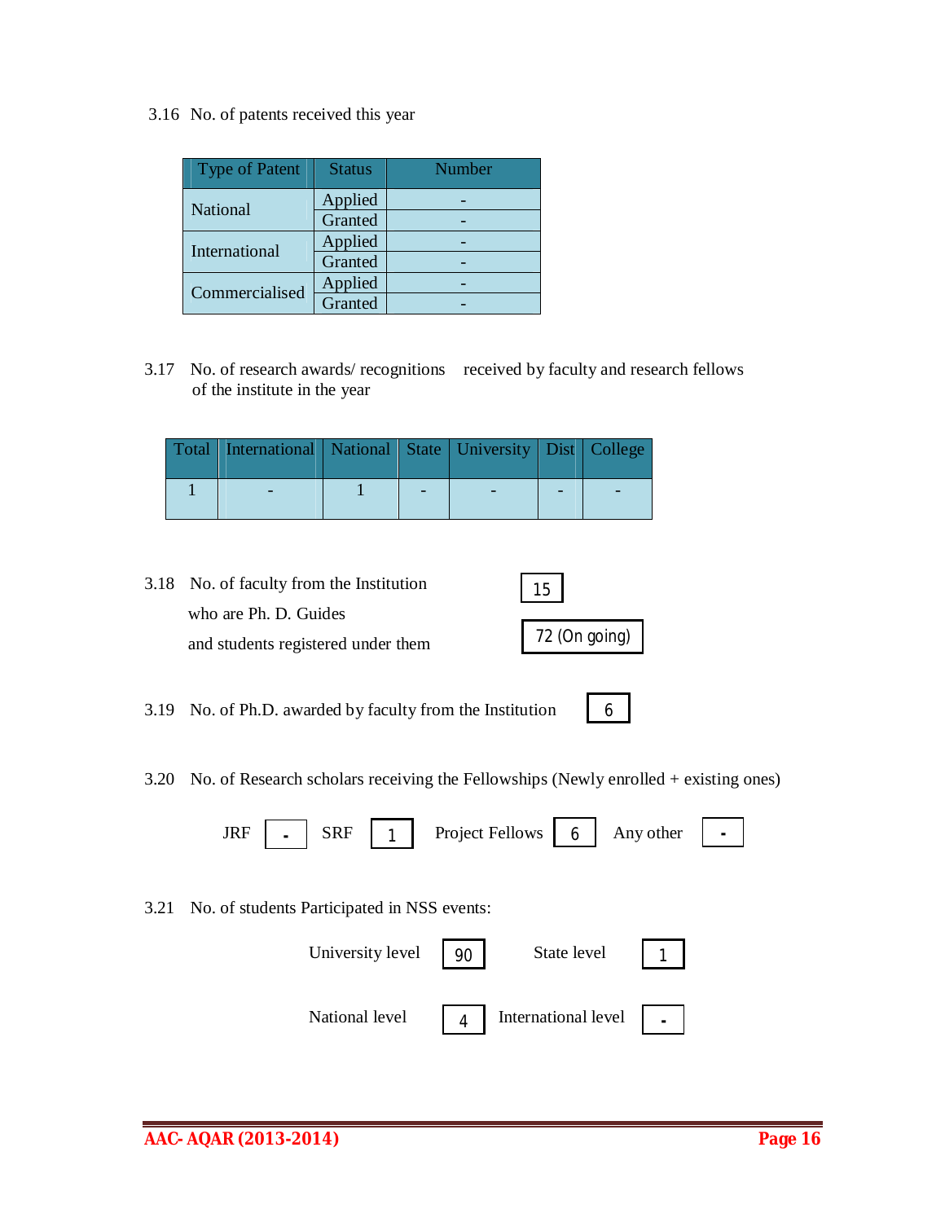3.16 No. of patents received this year

| Type of Patent | Status | Number |
|---|---|---|
| National | Applied | - |
| | Granted | - |
| International | Applied | - |
| | Granted | - |
| Commercialised | Applied | - |
| | Granted | - |

3.17 No. of research awards/ recognitions received by faculty and research fellows of the institute in the year

| Total | International | National | State | University | Dist | College |
|---|---|---|---|---|---|---|
| 1 | - | 1 | - | - | - | - |

3.18 No. of faculty from the Institution who are Ph. D. Guides — 15

and students registered under them — 72 (On going)

3.19 No. of Ph.D. awarded by faculty from the Institution — 6

3.20 No. of Research scholars receiving the Fellowships (Newly enrolled + existing ones)

JRF: - | SRF: 1 | Project Fellows: 6 | Any other: -

3.21 No. of students Participated in NSS events:

University level: 90 | State level: 1

National level: 4 | International level: -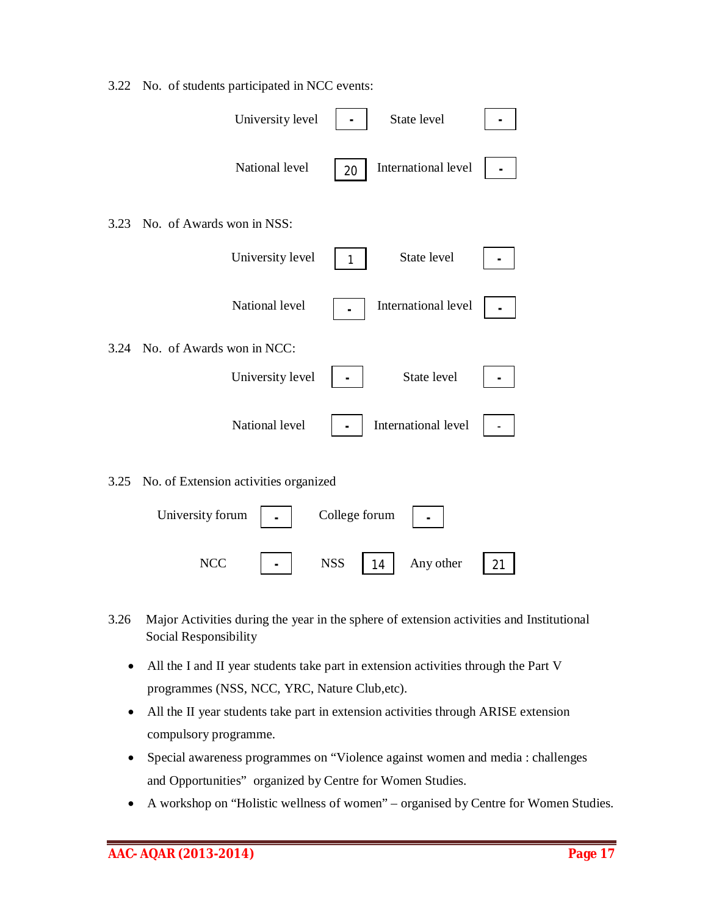3.22 No. of students participated in NCC events:

| | | | |
|---|---|---|---|
| University level | - | State level | - |
| National level | 20 | International level | - |

3.23 No. of Awards won in NSS:

| | | | |
|---|---|---|---|
| University level | 1 | State level | - |
| National level | - | International level | - |

3.24 No. of Awards won in NCC:

| | | | |
|---|---|---|---|
| University level | - | State level | - |
| National level | - | International level | - |

3.25 No. of Extension activities organized

| | | | | | |
|---|---|---|---|---|---|
| University forum | - | College forum | - | | |
| NCC | - | NSS | 14 | Any other | 21 |

3.26 Major Activities during the year in the sphere of extension activities and Institutional Social Responsibility

- All the I and II year students take part in extension activities through the Part V programmes (NSS, NCC, YRC, Nature Club,etc).
- All the II year students take part in extension activities through ARISE extension compulsory programme.
- Special awareness programmes on "Violence against women and media : challenges and Opportunities" organized by Centre for Women Studies.
- A workshop on "Holistic wellness of women" – organised by Centre for Women Studies.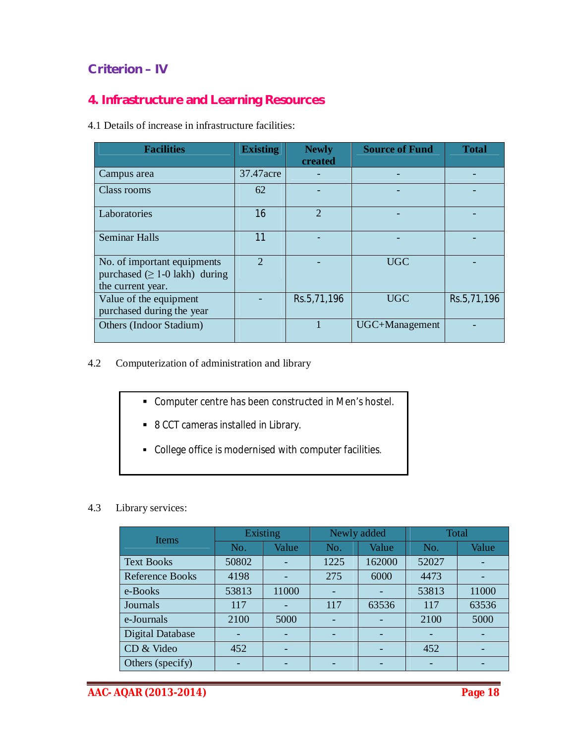## Criterion – IV

## 4. Infrastructure and Learning Resources

4.1 Details of increase in infrastructure facilities:

| Facilities | Existing | Newly created | Source of Fund | Total |
|---|---|---|---|---|
| Campus area | 37.47acre | - | - | - |
| Class rooms | 62 | - | - | - |
| Laboratories | 16 | 2 | - | - |
| Seminar Halls | 11 | - | - | - |
| No. of important equipments purchased (≥ 1-0 lakh) during the current year. | 2 | - | UGC | - |
| Value of the equipment purchased during the year | - | Rs.5,71,196 | UGC | Rs.5,71,196 |
| Others (Indoor Stadium) | | 1 | UGC+Management | - |

4.2 Computerization of administration and library

- Computer centre has been constructed in Men's hostel.
- 8 CCT cameras installed in Library.
- College office is modernised with computer facilities.

4.3 Library services:

| Items | Existing | | Newly added | | Total | |
|---|---|---|---|---|---|---|
| | No. | Value | No. | Value | No. | Value |
| Text Books | 50802 | - | 1225 | 162000 | 52027 | - |
| Reference Books | 4198 | - | 275 | 6000 | 4473 | - |
| e-Books | 53813 | 11000 | - | - | 53813 | 11000 |
| Journals | 117 | - | 117 | 63536 | 117 | 63536 |
| e-Journals | 2100 | 5000 | - | - | 2100 | 5000 |
| Digital Database | - | - | - | - | - | - |
| CD & Video | 452 | - | | - | 452 | - |
| Others (specify) | - | - | - | - | - | - |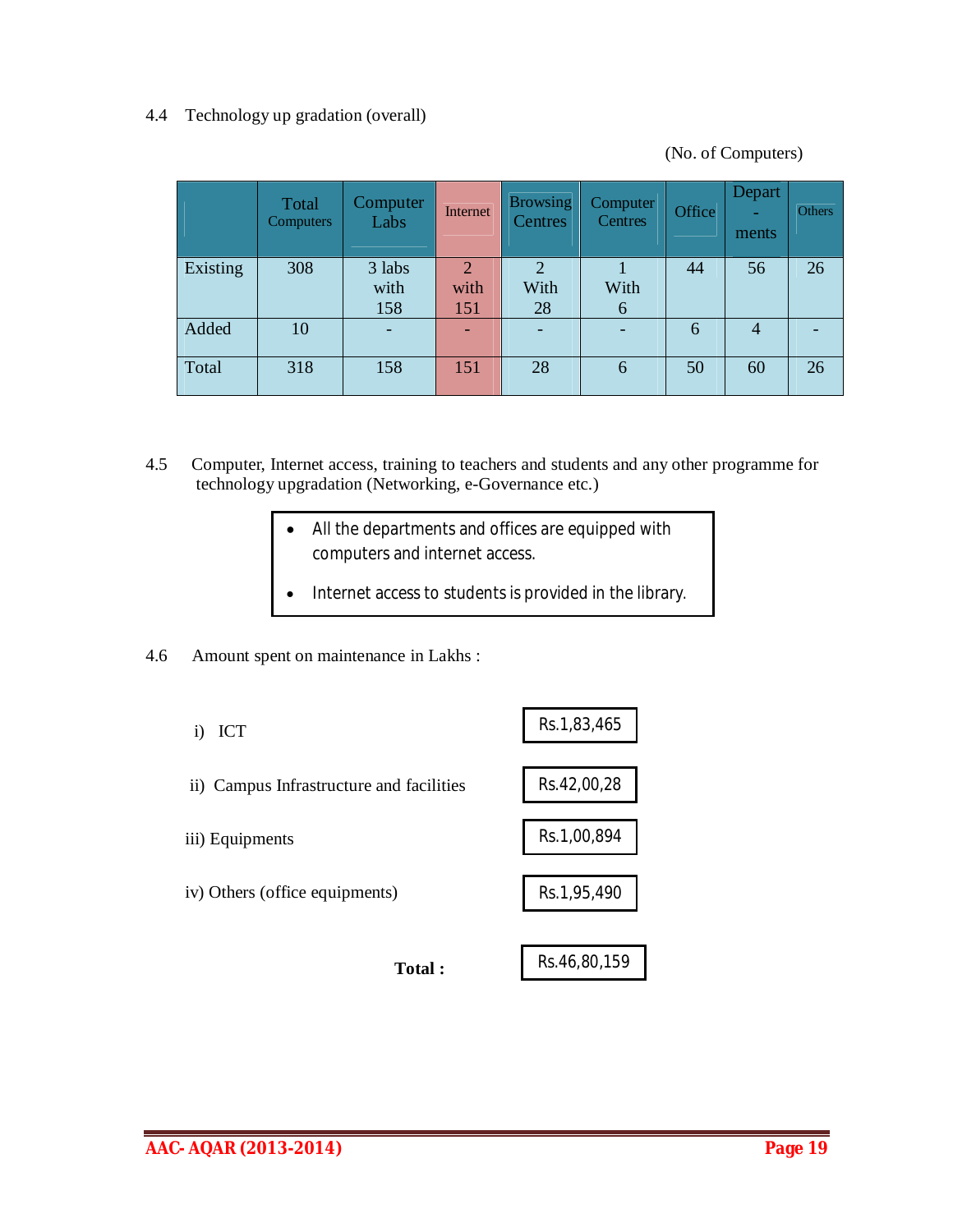4.4 Technology up gradation (overall)

(No. of Computers)

| | Total Computers | Computer Labs | Internet | Browsing Centres | Computer Centres | Office | Depart - ments | Others |
|---|---|---|---|---|---|---|---|---|
| Existing | 308 | 3 labs with 158 | 2 with 151 | 2 With 28 | 1 With 6 | 44 | 56 | 26 |
| Added | 10 | - | - | - | - | 6 | 4 | - |
| Total | 318 | 158 | 151 | 28 | 6 | 50 | 60 | 26 |

4.5 Computer, Internet access, training to teachers and students and any other programme for technology upgradation (Networking, e-Governance etc.)

- All the departments and offices are equipped with computers and internet access.
- Internet access to students is provided in the library.

4.6 Amount spent on maintenance in Lakhs :

i) ICT — Rs.1,83,465

ii) Campus Infrastructure and facilities — Rs.42,00,28

iii) Equipments — Rs.1,00,894

iv) Others (office equipments) — Rs.1,95,490

**Total :** Rs.46,80,159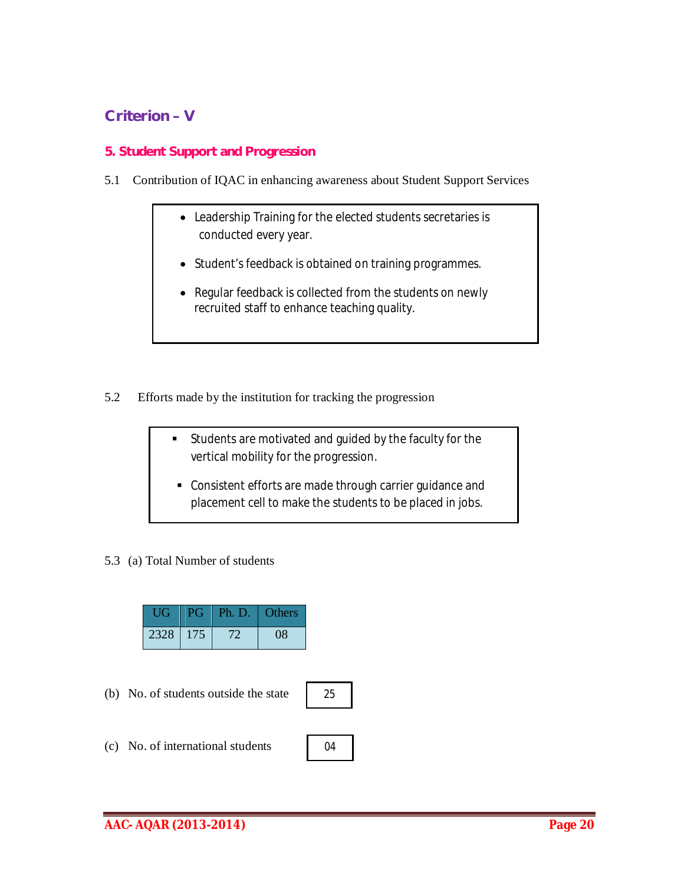## Criterion – V

### 5. Student Support and Progression

5.1 Contribution of IQAC in enhancing awareness about Student Support Services

- Leadership Training for the elected students secretaries is conducted every year.
- Student's feedback is obtained on training programmes.
- Regular feedback is collected from the students on newly recruited staff to enhance teaching quality.

5.2 Efforts made by the institution for tracking the progression

- Students are motivated and guided by the faculty for the vertical mobility for the progression.
- Consistent efforts are made through carrier guidance and placement cell to make the students to be placed in jobs.

5.3 (a) Total Number of students

| UG | PG | Ph. D. | Others |
|---|---|---|---|
| 2328 | 175 | 72 | 08 |

(b) No. of students outside the state: 25

(c) No. of international students: 04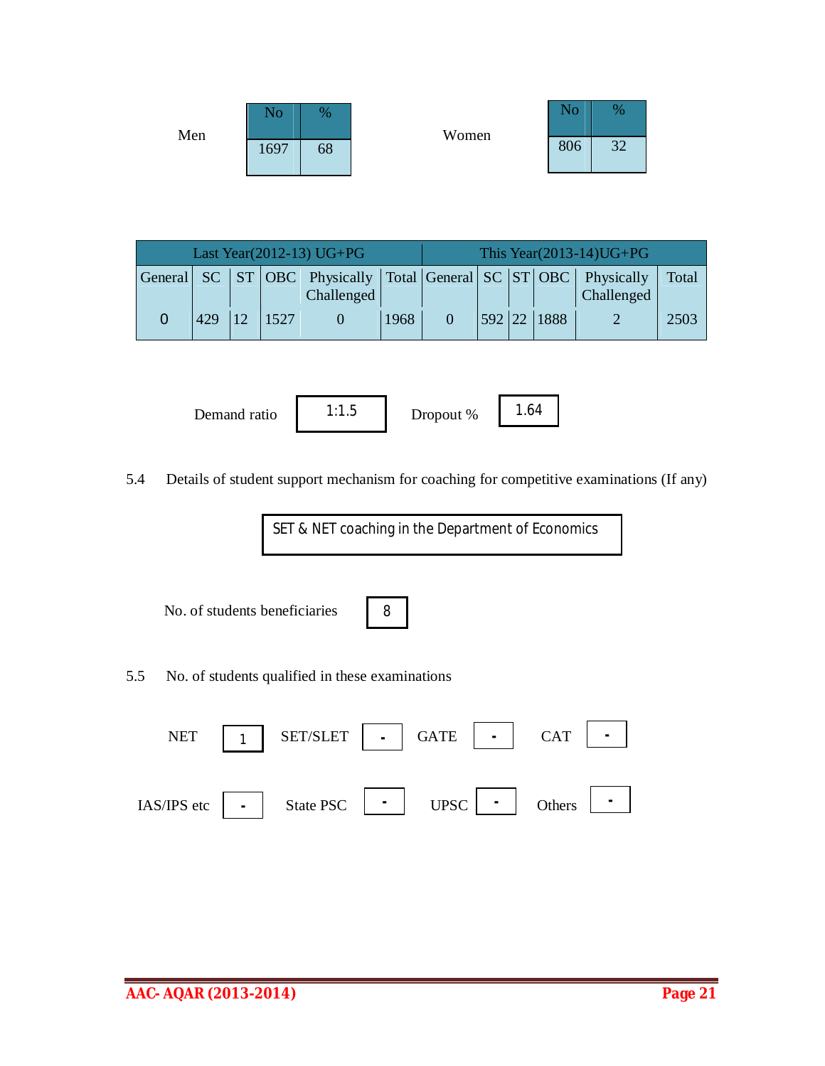Men

| No | % |
|---|---|
| 1697 | 68 |

Women

| No | % |
|---|---|
| 806 | 32 |

| Last Year(2012-13) UG+PG | | | | | | This Year(2013-14)UG+PG | | | | | |
|---|---|---|---|---|---|---|---|---|---|---|---|
| General | SC | ST | OBC | Physically Challenged | Total | General | SC | ST | OBC | Physically Challenged | Total |
| 0 | 429 | 12 | 1527 | 0 | 1968 | 0 | 592 | 22 | 1888 | 2 | 2503 |

Demand ratio: 1:1.5

Dropout %: 1.64

5.4 Details of student support mechanism for coaching for competitive examinations (If any)

SET & NET coaching in the Department of Economics

No. of students beneficiaries: 8

5.5 No. of students qualified in these examinations

| NET | SET/SLET | GATE | CAT |
|---|---|---|---|
| 1 | - | - | - |

| IAS/IPS etc | State PSC | UPSC | Others |
|---|---|---|---|
| - | - | - | - |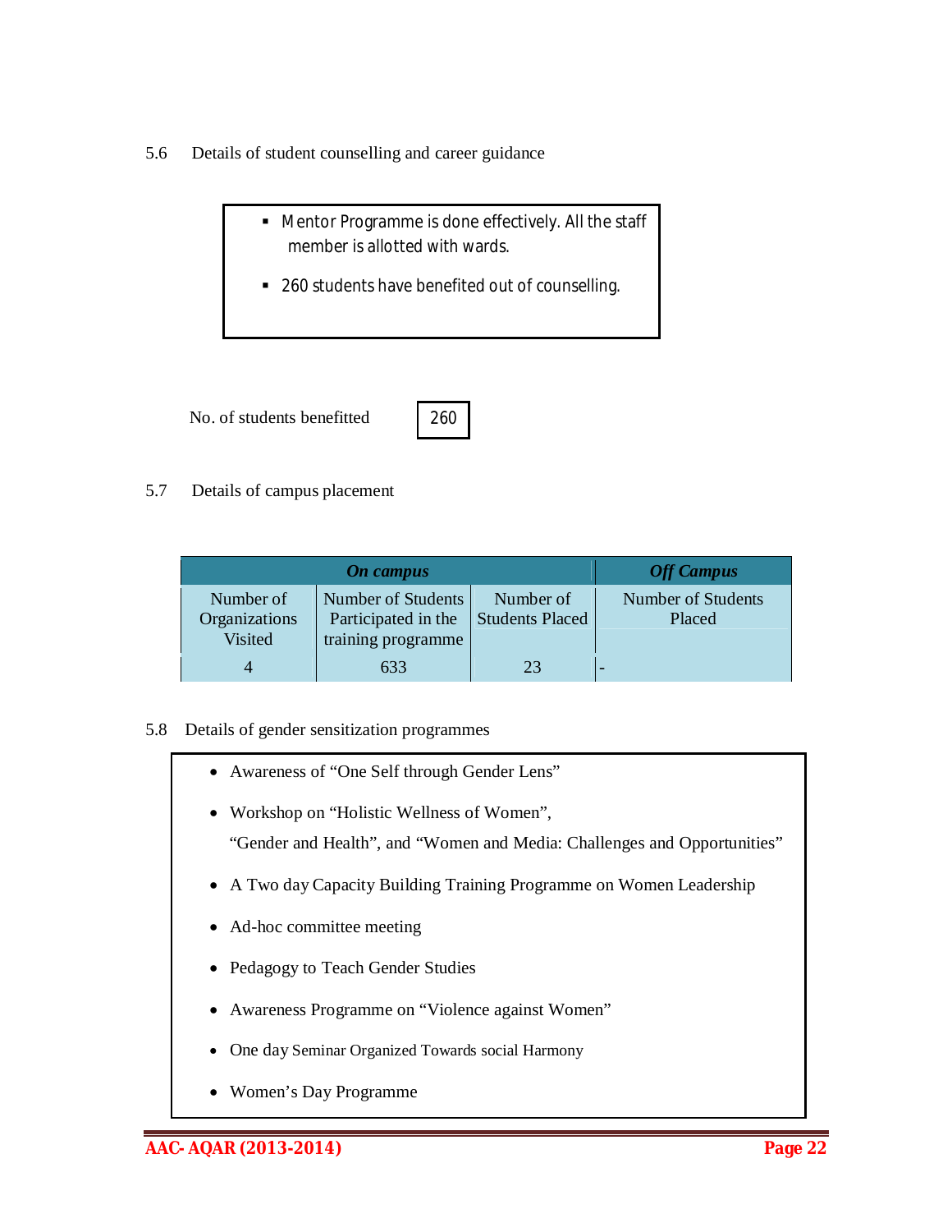5.6 Details of student counselling and career guidance

- Mentor Programme is done effectively. All the staff member is allotted with wards.
- 260 students have benefited out of counselling.

No. of students benefitted: 260

5.7 Details of campus placement

| *On campus* | | | *Off Campus* |
|---|---|---|---|
| Number of Organizations Visited | Number of Students Participated in the training programme | Number of Students Placed | Number of Students Placed |
| 4 | 633 | 23 | - |

5.8 Details of gender sensitization programmes

- Awareness of “One Self through Gender Lens”
- Workshop on “Holistic Wellness of Women”, “Gender and Health”, and “Women and Media: Challenges and Opportunities”
- A Two day Capacity Building Training Programme on Women Leadership
- Ad-hoc committee meeting
- Pedagogy to Teach Gender Studies
- Awareness Programme on “Violence against Women”
- One day Seminar Organized Towards social Harmony
- Women’s Day Programme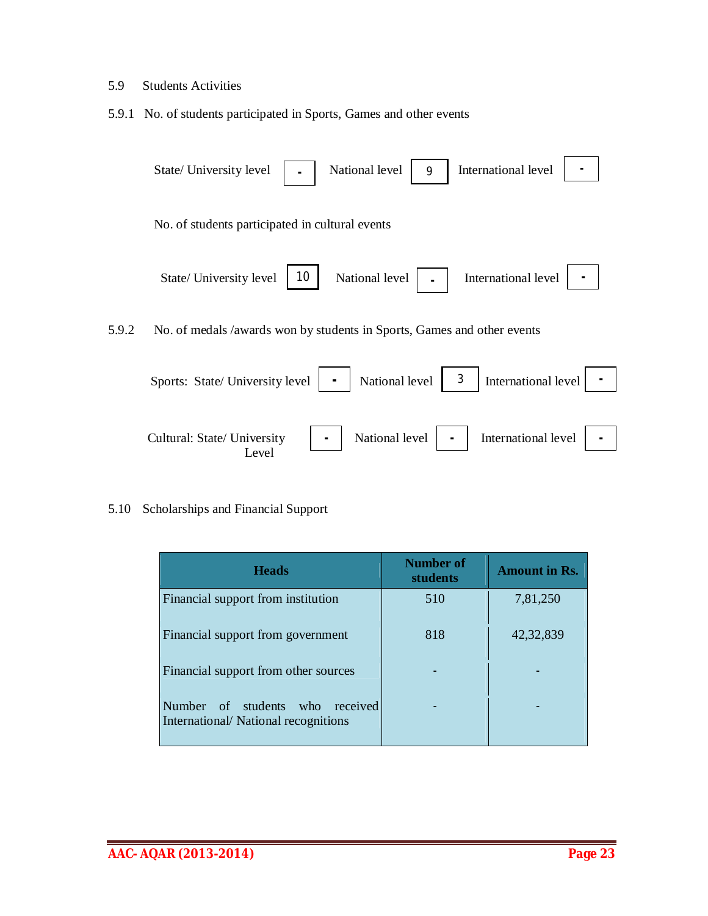5.9 Students Activities

5.9.1 No. of students participated in Sports, Games and other events

| State/ University level | National level | International level |
|---|---|---|
| - | 9 | - |

No. of students participated in cultural events

| State/ University level | National level | International level |
|---|---|---|
| 10 | - | - |

5.9.2 No. of medals /awards won by students in Sports, Games and other events

| | State/ University level | National level | International level |
|---|---|---|---|
| Sports | - | 3 | - |
| Cultural | - | - | - |

5.10 Scholarships and Financial Support

| Heads | Number of students | Amount in Rs. |
|---|---|---|
| Financial support from institution | 510 | 7,81,250 |
| Financial support from government | 818 | 42,32,839 |
| Financial support from other sources | - | - |
| Number of students who received International/ National recognitions | - | - |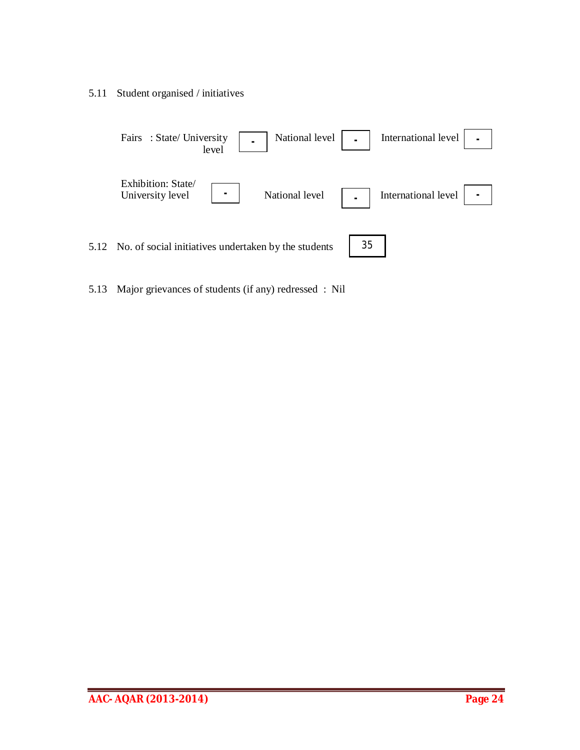5.11 Student organised / initiatives

| Fairs : State/ University level | - | National level | - | International level | - |
|---|---|---|---|---|---|
| Exhibition: State/ University level | - | National level | - | International level | - |

5.12 No. of social initiatives undertaken by the students: 35

5.13 Major grievances of students (if any) redressed : Nil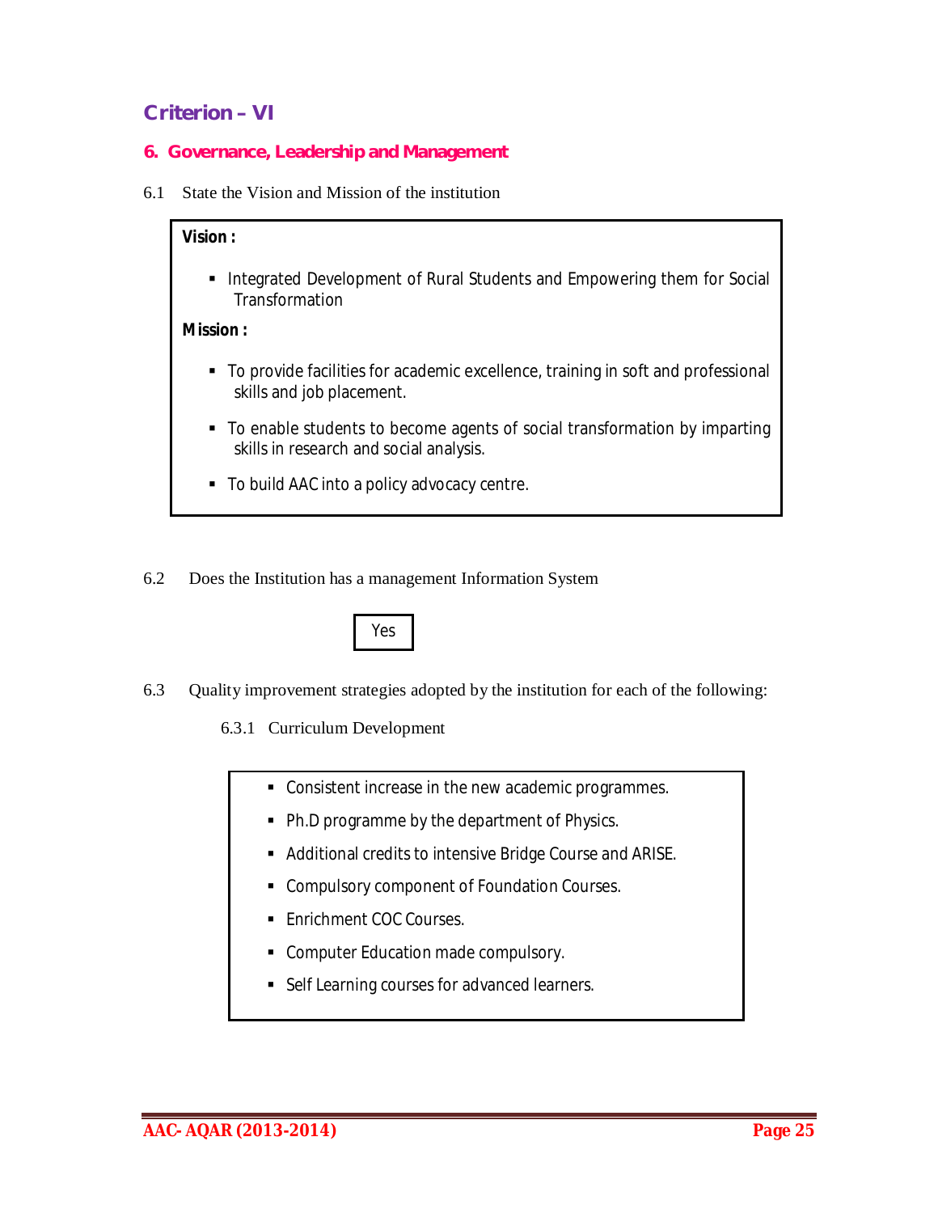## Criterion – VI

### 6. Governance, Leadership and Management

6.1 State the Vision and Mission of the institution

**Vision :**

- Integrated Development of Rural Students and Empowering them for Social Transformation

**Mission :**

- To provide facilities for academic excellence, training in soft and professional skills and job placement.
- To enable students to become agents of social transformation by imparting skills in research and social analysis.
- To build AAC into a policy advocacy centre.

6.2 Does the Institution has a management Information System

Yes

6.3 Quality improvement strategies adopted by the institution for each of the following:

6.3.1 Curriculum Development

- Consistent increase in the new academic programmes.
- Ph.D programme by the department of Physics.
- Additional credits to intensive Bridge Course and ARISE.
- Compulsory component of Foundation Courses.
- Enrichment COC Courses.
- Computer Education made compulsory.
- Self Learning courses for advanced learners.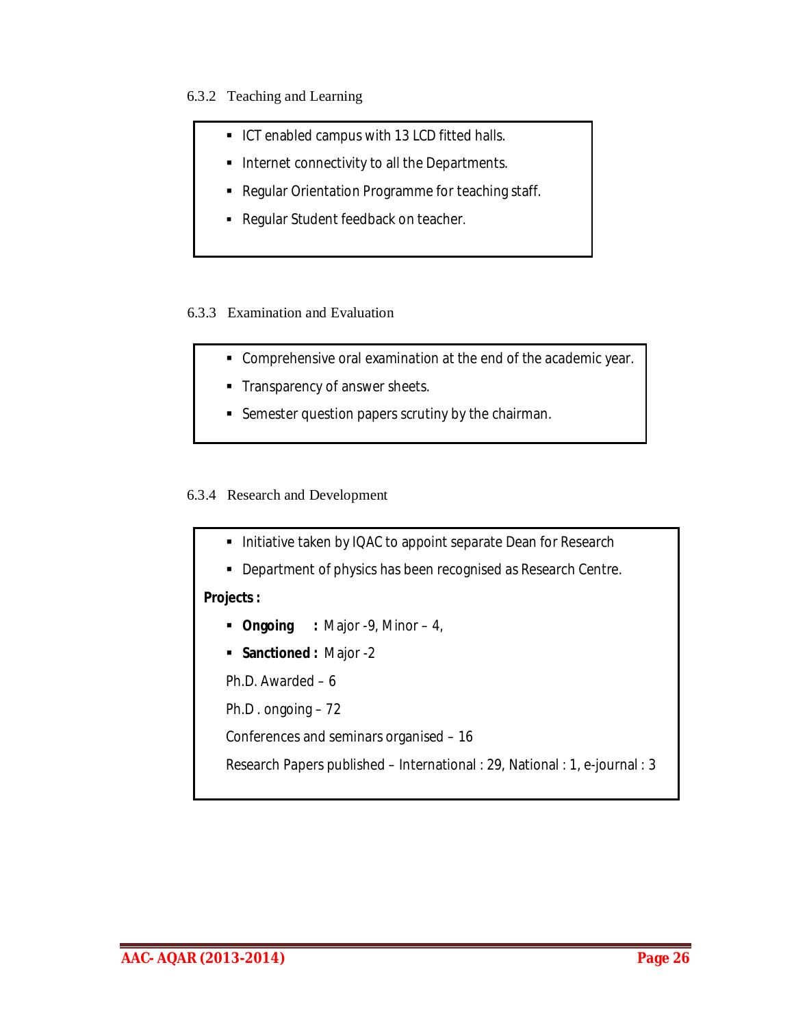### 6.3.2 Teaching and Learning

- ICT enabled campus with 13 LCD fitted halls.
- Internet connectivity to all the Departments.
- Regular Orientation Programme for teaching staff.
- Regular Student feedback on teacher.

### 6.3.3 Examination and Evaluation

- Comprehensive oral examination at the end of the academic year.
- Transparency of answer sheets.
- Semester question papers scrutiny by the chairman.

### 6.3.4 Research and Development

- Initiative taken by IQAC to appoint separate Dean for Research
- Department of physics has been recognised as Research Centre.

**Projects :**

- **Ongoing :** Major -9, Minor – 4,
- **Sanctioned :** Major -2

Ph.D. Awarded – 6

Ph.D . ongoing – 72

Conferences and seminars organised – 16

Research Papers published – International : 29, National : 1, e-journal : 3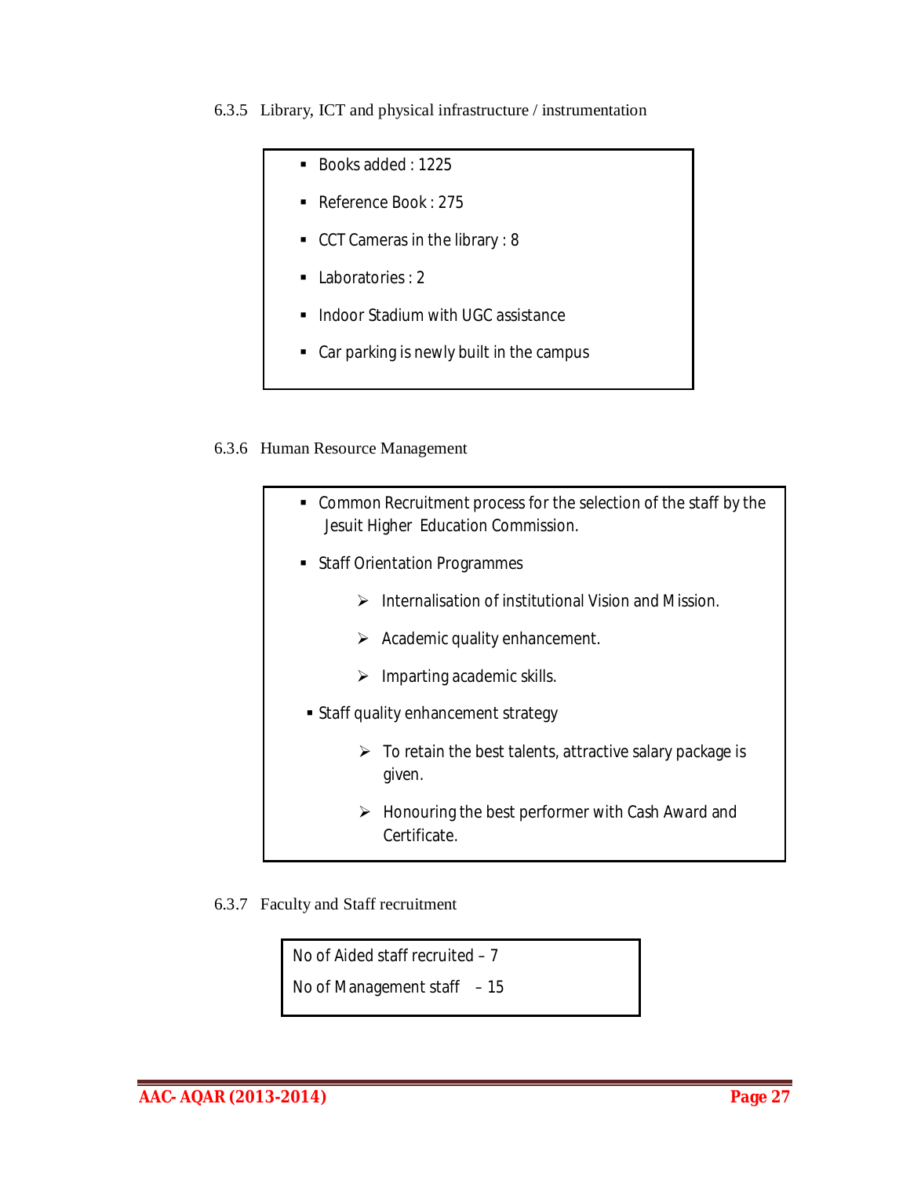### 6.3.5 Library, ICT and physical infrastructure / instrumentation

- Books added : 1225
- Reference Book : 275
- CCT Cameras in the library : 8
- Laboratories : 2
- Indoor Stadium with UGC assistance
- Car parking is newly built in the campus

### 6.3.6 Human Resource Management

- Common Recruitment process for the selection of the staff by the Jesuit Higher Education Commission.
- Staff Orientation Programmes
  - Internalisation of institutional Vision and Mission.
  - Academic quality enhancement.
  - Imparting academic skills.
- Staff quality enhancement strategy
  - To retain the best talents, attractive salary package is given.
  - Honouring the best performer with Cash Award and Certificate.

### 6.3.7 Faculty and Staff recruitment

No of Aided staff recruited – 7

No of Management staff – 15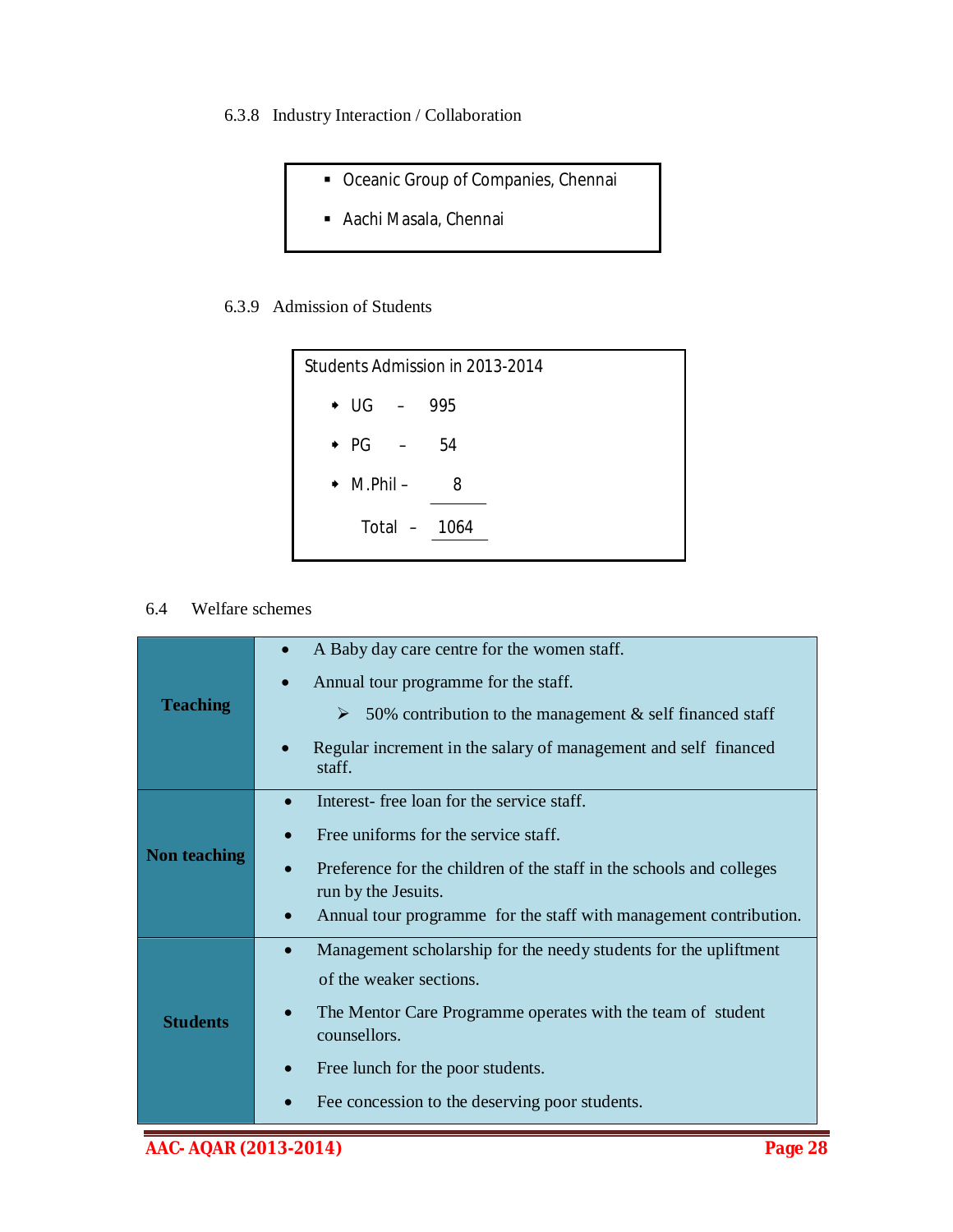6.3.8 Industry Interaction / Collaboration

- Oceanic Group of Companies, Chennai
- Aachi Masala, Chennai

6.3.9 Admission of Students

Students Admission in 2013-2014

- UG – 995
- PG – 54
- M.Phil – 8

Total – 1064

6.4 Welfare schemes

| | |
|---|---|
| **Teaching** | • A Baby day care centre for the women staff.<br>• Annual tour programme for the staff.<br>  ➢ 50% contribution to the management & self financed staff<br>• Regular increment in the salary of management and self financed staff. |
| **Non teaching** | • Interest- free loan for the service staff.<br>• Free uniforms for the service staff.<br>• Preference for the children of the staff in the schools and colleges run by the Jesuits.<br>• Annual tour programme for the staff with management contribution. |
| **Students** | • Management scholarship for the needy students for the upliftment of the weaker sections.<br>• The Mentor Care Programme operates with the team of student counsellors.<br>• Free lunch for the poor students.<br>• Fee concession to the deserving poor students. |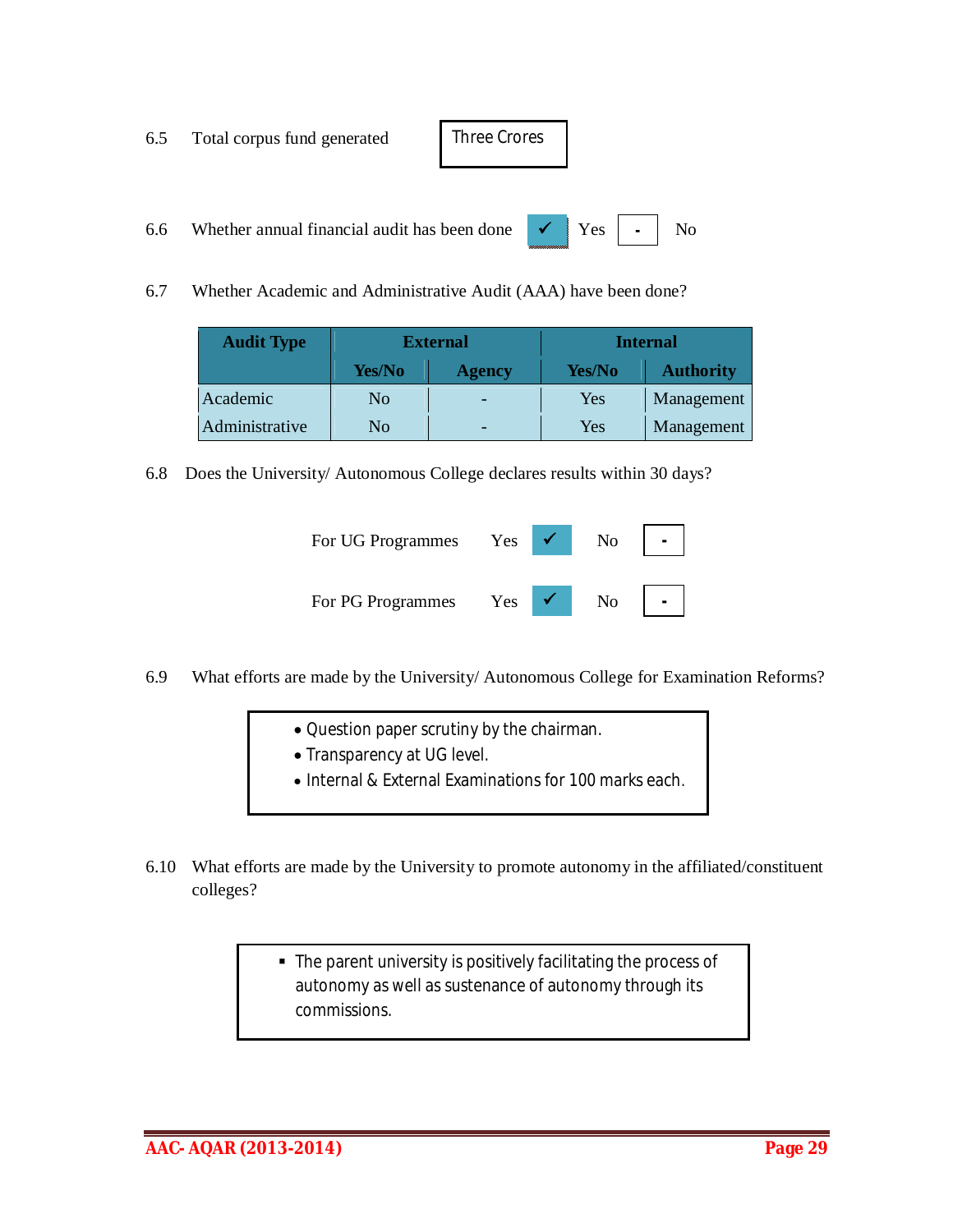6.5 Total corpus fund generated: Three Crores

6.6 Whether annual financial audit has been done: ✓ Yes | - No

6.7 Whether Academic and Administrative Audit (AAA) have been done?

| Audit Type | External | | Internal | |
|---|---|---|---|---|
| | Yes/No | Agency | Yes/No | Authority |
| Academic | No | - | Yes | Management |
| Administrative | No | - | Yes | Management |

6.8 Does the University/ Autonomous College declares results within 30 days?

For UG Programmes: Yes ✓ | No -

For PG Programmes: Yes ✓ | No -

6.9 What efforts are made by the University/ Autonomous College for Examination Reforms?

- Question paper scrutiny by the chairman.
- Transparency at UG level.
- Internal & External Examinations for 100 marks each.

6.10 What efforts are made by the University to promote autonomy in the affiliated/constituent colleges?

- The parent university is positively facilitating the process of autonomy as well as sustenance of autonomy through its commissions.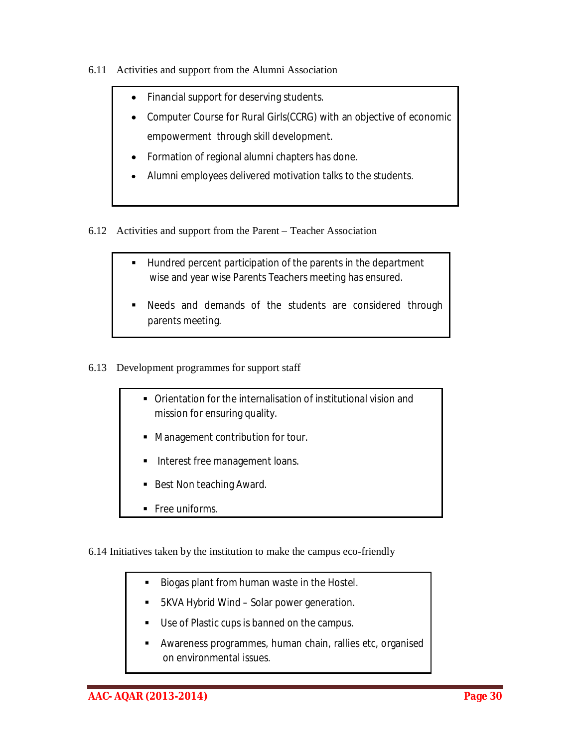6.11 Activities and support from the Alumni Association

- Financial support for deserving students.
- Computer Course for Rural Girls(CCRG) with an objective of economic empowerment through skill development.
- Formation of regional alumni chapters has done.
- Alumni employees delivered motivation talks to the students.

6.12 Activities and support from the Parent – Teacher Association

- Hundred percent participation of the parents in the department wise and year wise Parents Teachers meeting has ensured.
- Needs and demands of the students are considered through parents meeting.

6.13 Development programmes for support staff

- Orientation for the internalisation of institutional vision and mission for ensuring quality.
- Management contribution for tour.
- Interest free management loans.
- Best Non teaching Award.
- Free uniforms.

6.14 Initiatives taken by the institution to make the campus eco-friendly

- Biogas plant from human waste in the Hostel.
- 5KVA Hybrid Wind – Solar power generation.
- Use of Plastic cups is banned on the campus.
- Awareness programmes, human chain, rallies etc, organised on environmental issues.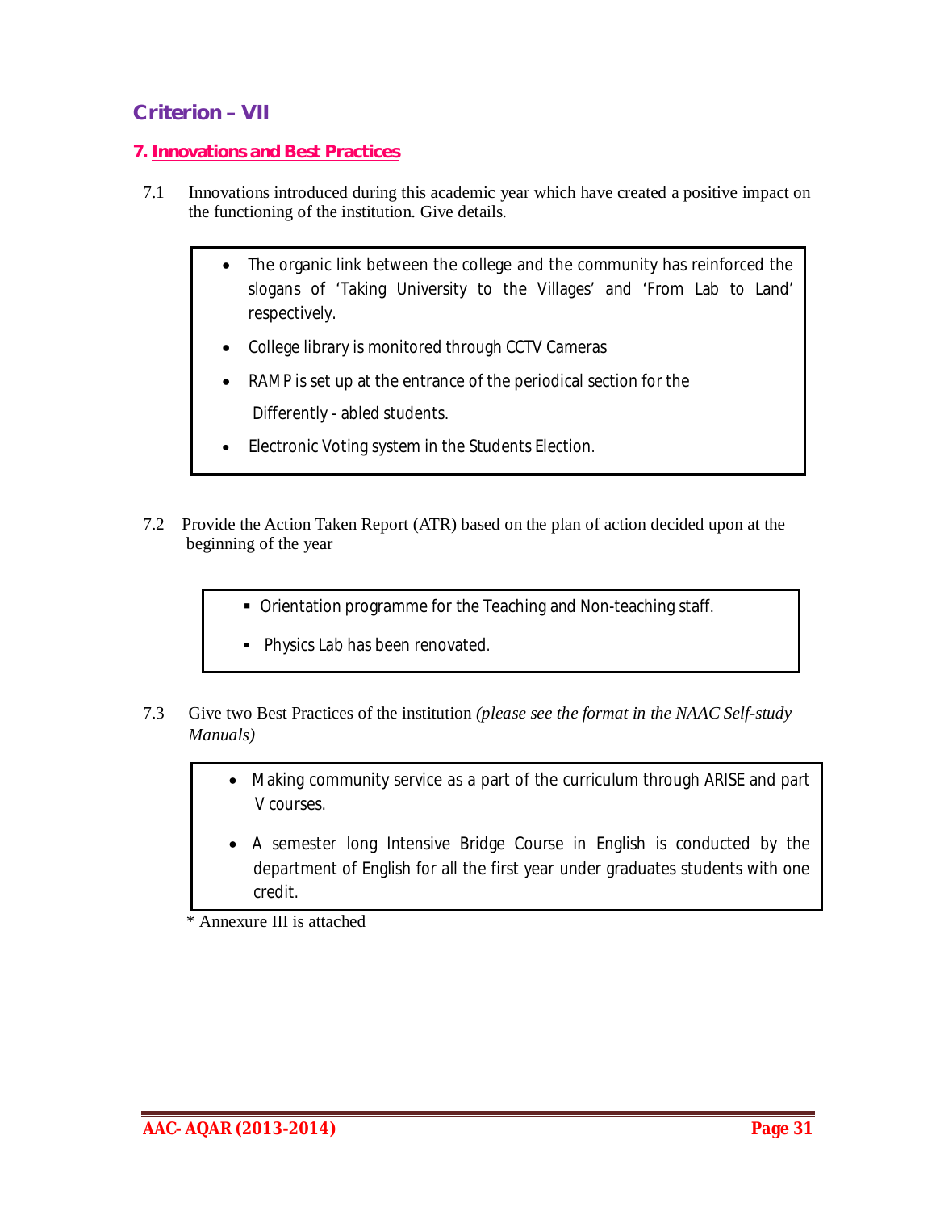## Criterion – VII

### 7. Innovations and Best Practices

7.1 Innovations introduced during this academic year which have created a positive impact on the functioning of the institution. Give details.

- The organic link between the college and the community has reinforced the slogans of 'Taking University to the Villages' and 'From Lab to Land' respectively.
- College library is monitored through CCTV Cameras
- RAMP is set up at the entrance of the periodical section for the Differently - abled students.
- Electronic Voting system in the Students Election.

7.2 Provide the Action Taken Report (ATR) based on the plan of action decided upon at the beginning of the year

- Orientation programme for the Teaching and Non-teaching staff.
- Physics Lab has been renovated.

7.3 Give two Best Practices of the institution *(please see the format in the NAAC Self-study Manuals)*

- Making community service as a part of the curriculum through ARISE and part V courses.
- A semester long Intensive Bridge Course in English is conducted by the department of English for all the first year under graduates students with one credit.

\* Annexure III is attached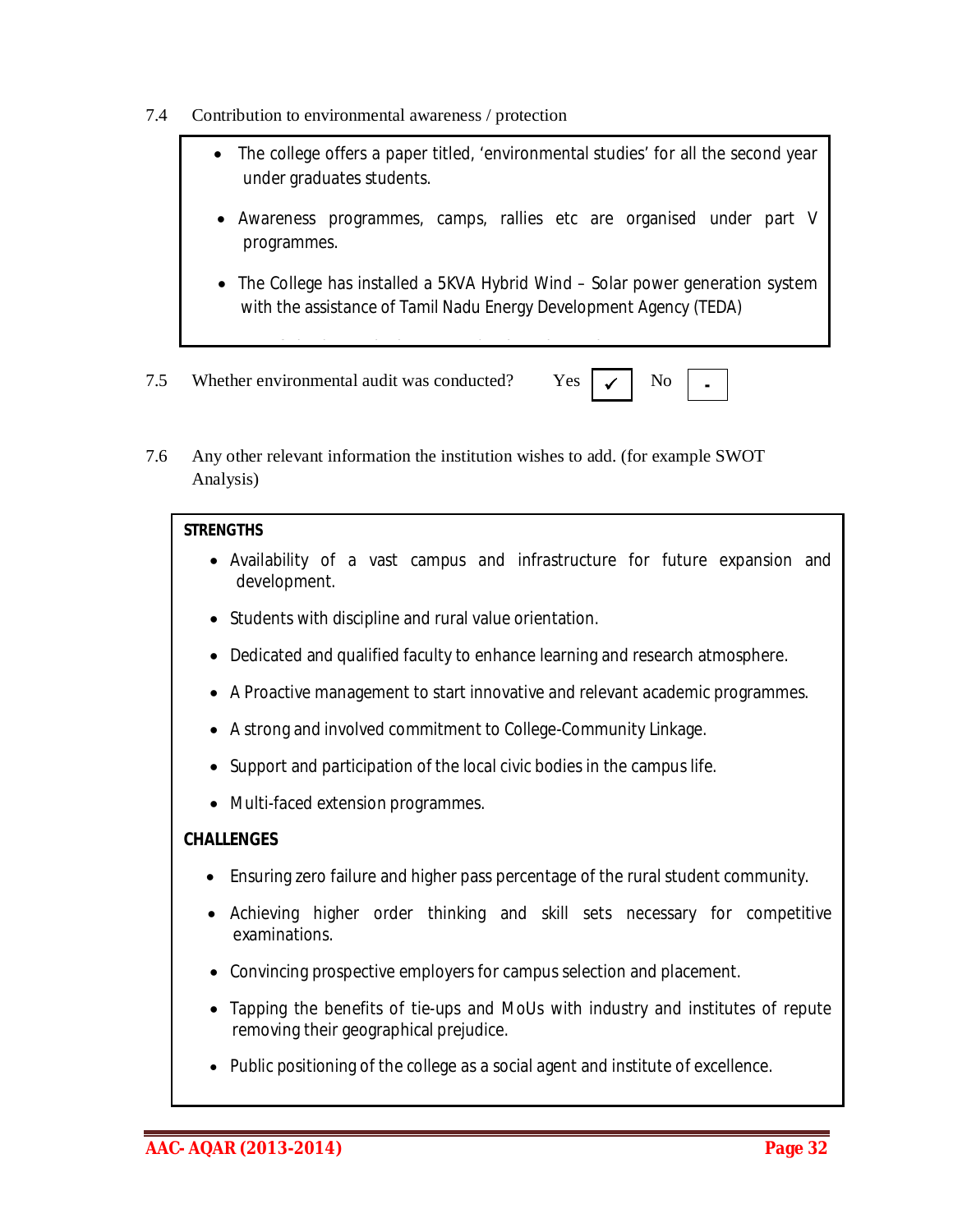7.4 Contribution to environmental awareness / protection

- The college offers a paper titled, 'environmental studies' for all the second year under graduates students.
- Awareness programmes, camps, rallies etc are organised under part V programmes.
- The College has installed a 5KVA Hybrid Wind – Solar power generation system with the assistance of Tamil Nadu Energy Development Agency (TEDA)

7.5 Whether environmental audit was conducted? Yes ✓ No -

7.6 Any other relevant information the institution wishes to add. (for example SWOT Analysis)

**STRENGTHS**

- Availability of a vast campus and infrastructure for future expansion and development.
- Students with discipline and rural value orientation.
- Dedicated and qualified faculty to enhance learning and research atmosphere.
- A Proactive management to start innovative and relevant academic programmes.
- A strong and involved commitment to College-Community Linkage.
- Support and participation of the local civic bodies in the campus life.
- Multi-faced extension programmes.

**CHALLENGES**

- Ensuring zero failure and higher pass percentage of the rural student community.
- Achieving higher order thinking and skill sets necessary for competitive examinations.
- Convincing prospective employers for campus selection and placement.
- Tapping the benefits of tie-ups and MoUs with industry and institutes of repute removing their geographical prejudice.
- Public positioning of the college as a social agent and institute of excellence.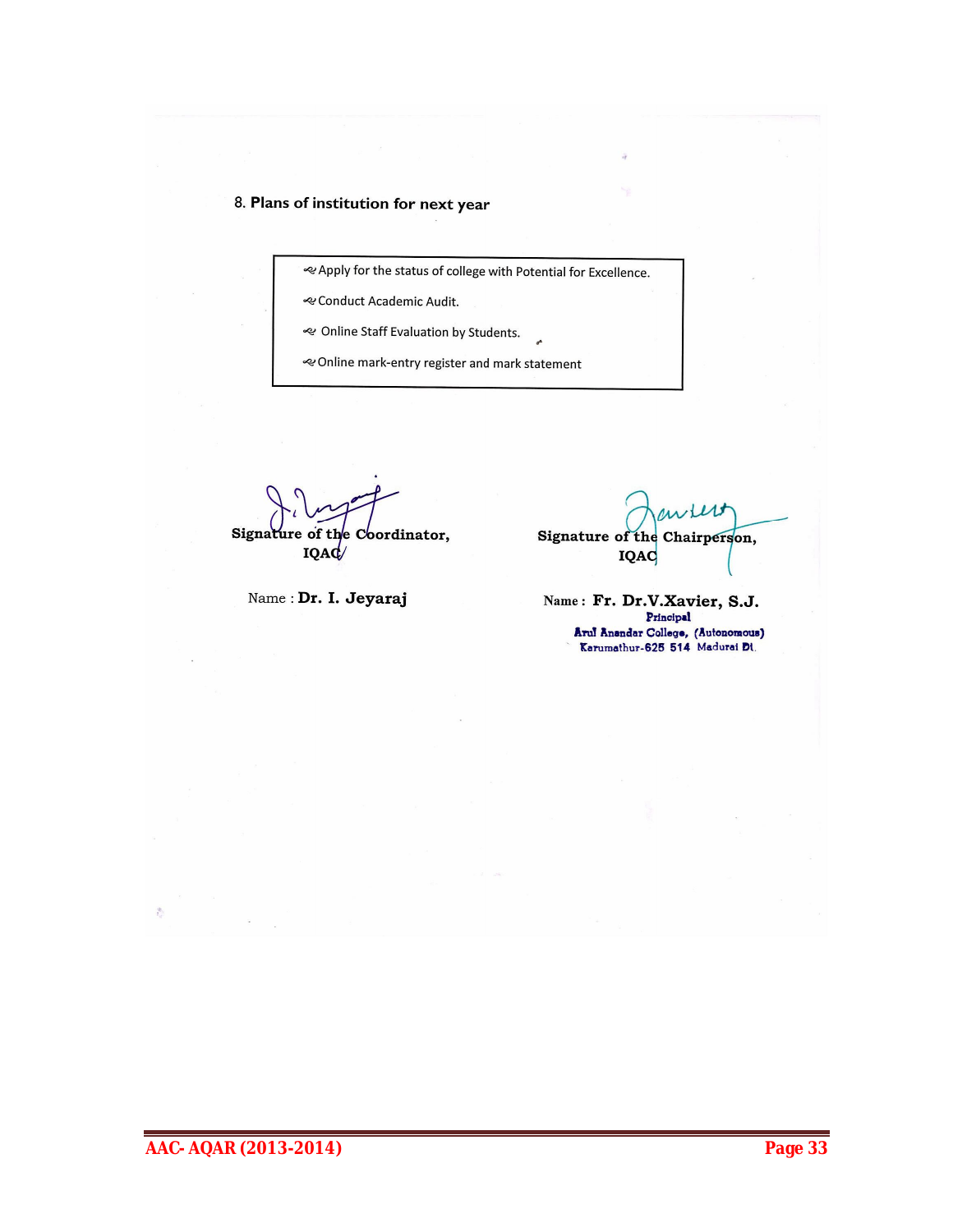8. **Plans of institution for next year**

- Apply for the status of college with Potential for Excellence.
- Conduct Academic Audit.
- Online Staff Evaluation by Students.
- Online mark-entry register and mark statement

**Signature of the Coordinator, IQAC**

Name : **Dr. I. Jeyaraj**

**Signature of the Chairperson, IQAC**

Name : **Fr. Dr.V.Xavier, S.J.**

Principal
Arul Anandar College, (Autonomous)
Karumathur-625 514 Madurai Dt.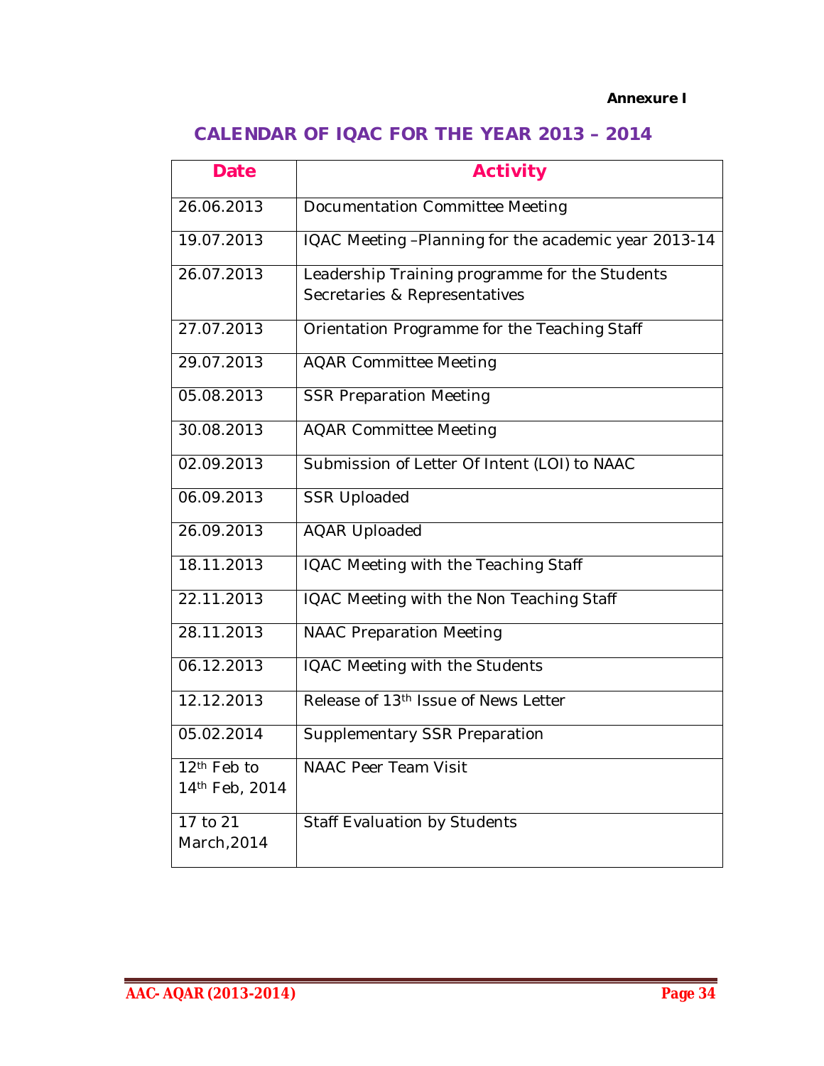**Annexure I**

## CALENDAR OF IQAC FOR THE YEAR 2013 – 2014

| Date | Activity |
|---|---|
| 26.06.2013 | Documentation Committee Meeting |
| 19.07.2013 | IQAC Meeting –Planning for the academic year 2013-14 |
| 26.07.2013 | Leadership Training programme for the Students Secretaries & Representatives |
| 27.07.2013 | Orientation Programme for the Teaching Staff |
| 29.07.2013 | AQAR Committee Meeting |
| 05.08.2013 | SSR Preparation Meeting |
| 30.08.2013 | AQAR Committee Meeting |
| 02.09.2013 | Submission of Letter Of Intent (LOI) to NAAC |
| 06.09.2013 | SSR Uploaded |
| 26.09.2013 | AQAR Uploaded |
| 18.11.2013 | IQAC Meeting with the Teaching Staff |
| 22.11.2013 | IQAC Meeting with the Non Teaching Staff |
| 28.11.2013 | NAAC Preparation Meeting |
| 06.12.2013 | IQAC Meeting with the Students |
| 12.12.2013 | Release of 13th Issue of News Letter |
| 05.02.2014 | Supplementary SSR Preparation |
| 12th Feb to 14th Feb, 2014 | NAAC Peer Team Visit |
| 17 to 21 March,2014 | Staff Evaluation by Students |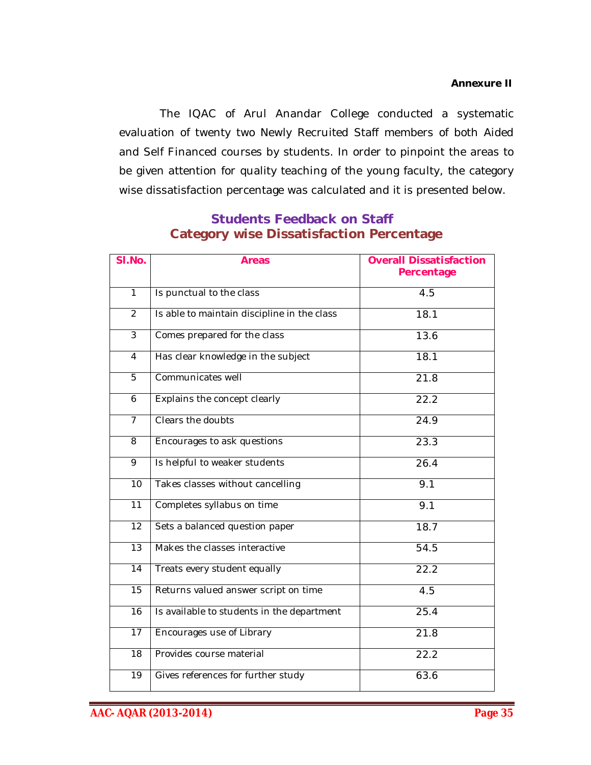**Annexure II**

The IQAC of Arul Anandar College conducted a systematic evaluation of twenty two Newly Recruited Staff members of both Aided and Self Financed courses by students. In order to pinpoint the areas to be given attention for quality teaching of the young faculty, the category wise dissatisfaction percentage was calculated and it is presented below.

## Students Feedback on Staff
## Category wise Dissatisfaction Percentage

| Sl.No. | Areas | Overall Dissatisfaction Percentage |
|---|---|---|
| 1 | Is punctual to the class | 4.5 |
| 2 | Is able to maintain discipline in the class | 18.1 |
| 3 | Comes prepared for the class | 13.6 |
| 4 | Has clear knowledge in the subject | 18.1 |
| 5 | Communicates well | 21.8 |
| 6 | Explains the concept clearly | 22.2 |
| 7 | Clears the doubts | 24.9 |
| 8 | Encourages to ask questions | 23.3 |
| 9 | Is helpful to weaker students | 26.4 |
| 10 | Takes classes without cancelling | 9.1 |
| 11 | Completes syllabus on time | 9.1 |
| 12 | Sets a balanced question paper | 18.7 |
| 13 | Makes the classes interactive | 54.5 |
| 14 | Treats every student equally | 22.2 |
| 15 | Returns valued answer script on time | 4.5 |
| 16 | Is available to students in the department | 25.4 |
| 17 | Encourages use of Library | 21.8 |
| 18 | Provides course material | 22.2 |
| 19 | Gives references for further study | 63.6 |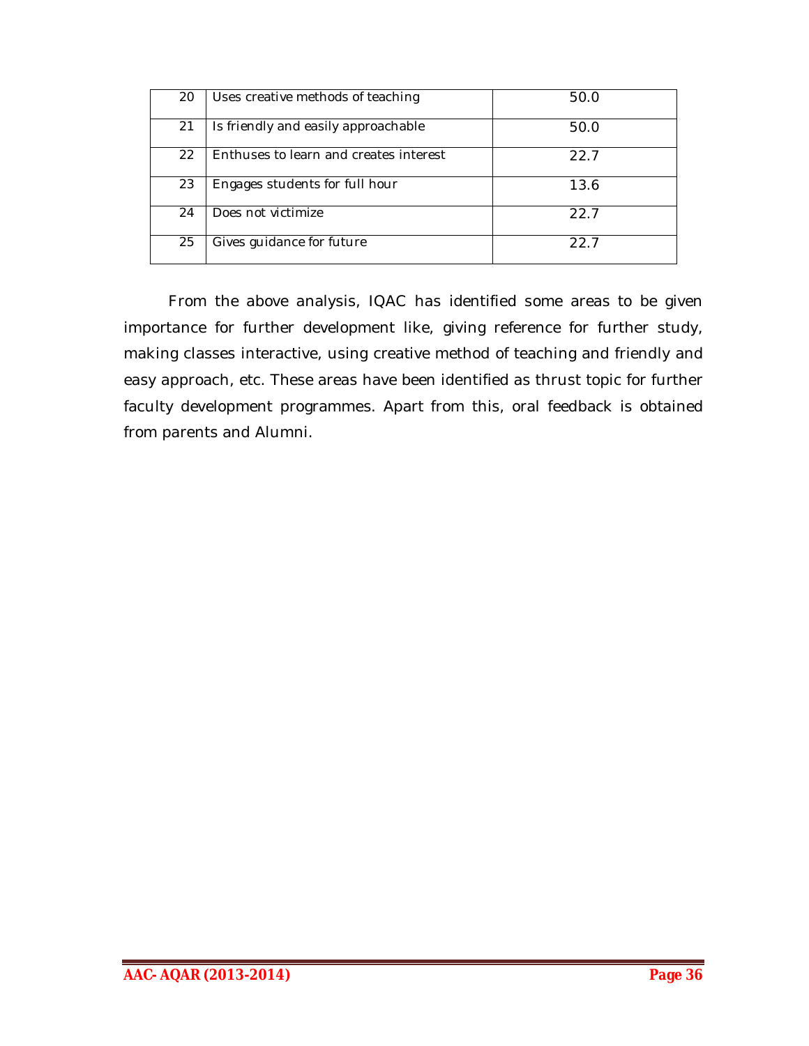| | | |
|---|---|---|
| 20 | Uses creative methods of teaching | 50.0 |
| 21 | Is friendly and easily approachable | 50.0 |
| 22 | Enthuses to learn and creates interest | 22.7 |
| 23 | Engages students for full hour | 13.6 |
| 24 | Does not victimize | 22.7 |
| 25 | Gives guidance for future | 22.7 |

From the above analysis, IQAC has identified some areas to be given importance for further development like, giving reference for further study, making classes interactive, using creative method of teaching and friendly and easy approach, etc. These areas have been identified as thrust topic for further faculty development programmes. Apart from this, oral feedback is obtained from parents and Alumni.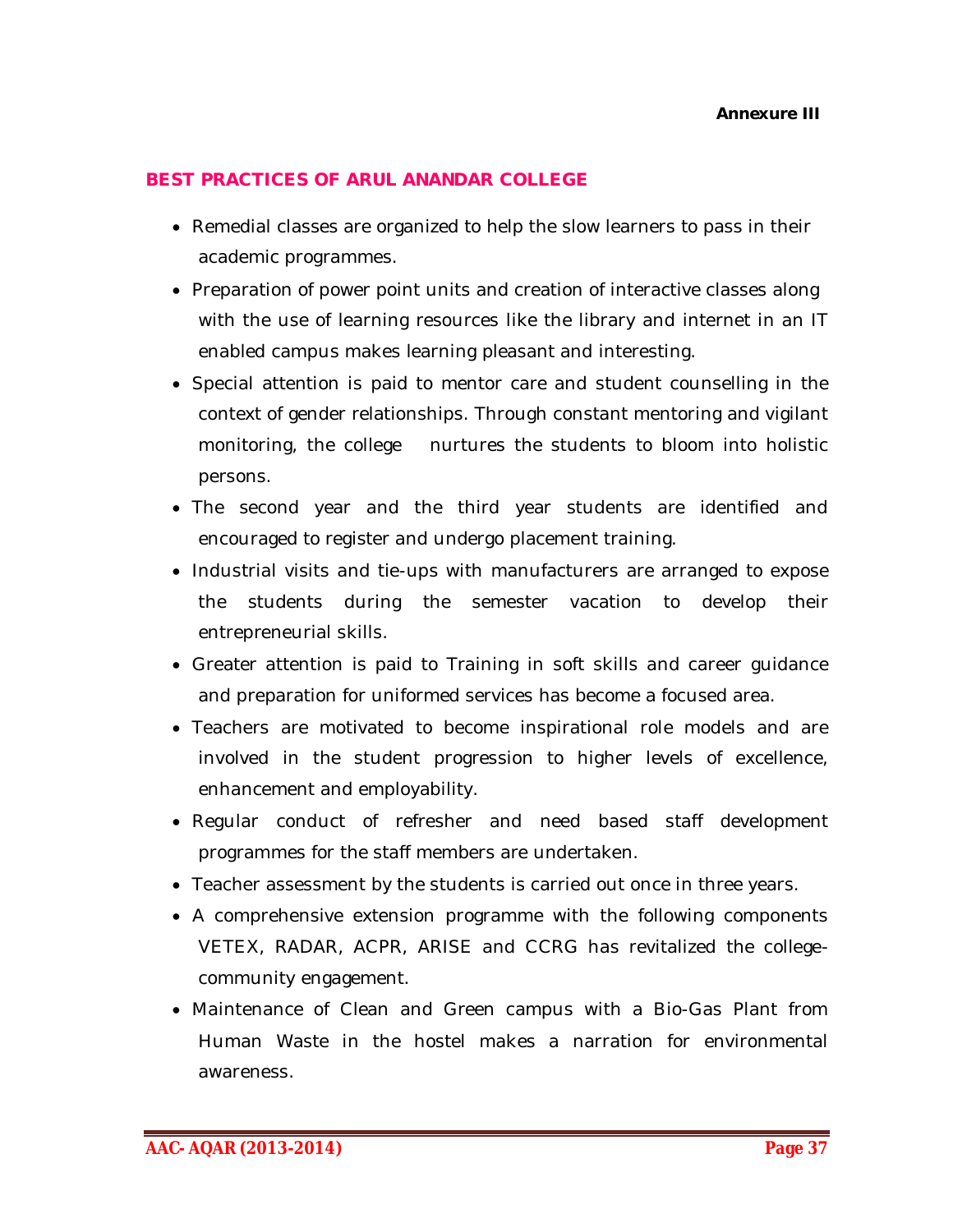Annexure III

## BEST PRACTICES OF ARUL ANANDAR COLLEGE

- Remedial classes are organized to help the slow learners to pass in their academic programmes.
- Preparation of power point units and creation of interactive classes along with the use of learning resources like the library and internet in an IT enabled campus makes learning pleasant and interesting.
- Special attention is paid to mentor care and student counselling in the context of gender relationships. Through constant mentoring and vigilant monitoring, the college nurtures the students to bloom into holistic persons.
- The second year and the third year students are identified and encouraged to register and undergo placement training.
- Industrial visits and tie-ups with manufacturers are arranged to expose the students during the semester vacation to develop their entrepreneurial skills.
- Greater attention is paid to Training in soft skills and career guidance and preparation for uniformed services has become a focused area.
- Teachers are motivated to become inspirational role models and are involved in the student progression to higher levels of excellence, enhancement and employability.
- Regular conduct of refresher and need based staff development programmes for the staff members are undertaken.
- Teacher assessment by the students is carried out once in three years.
- A comprehensive extension programme with the following components VETEX, RADAR, ACPR, ARISE and CCRG has revitalized the college-community engagement.
- Maintenance of Clean and Green campus with a Bio-Gas Plant from Human Waste in the hostel makes a narration for environmental awareness.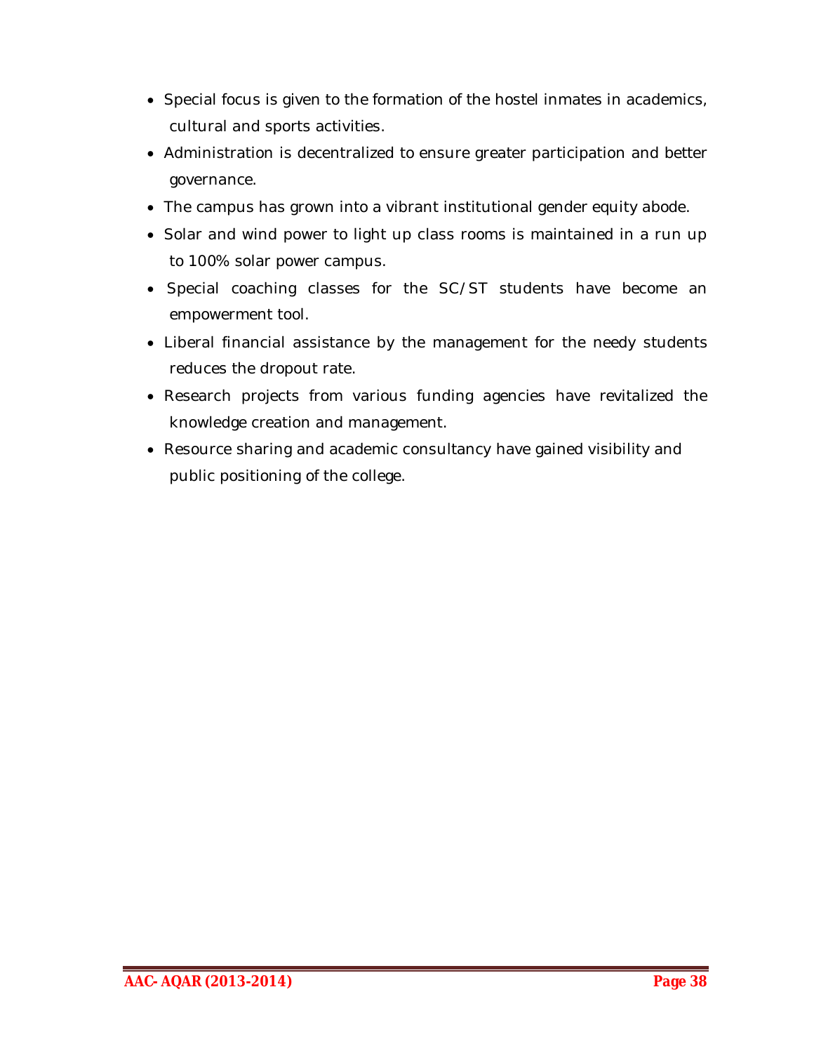- Special focus is given to the formation of the hostel inmates in academics, cultural and sports activities.
- Administration is decentralized to ensure greater participation and better governance.
- The campus has grown into a vibrant institutional gender equity abode.
- Solar and wind power to light up class rooms is maintained in a run up to 100% solar power campus.
- Special coaching classes for the SC/ST students have become an empowerment tool.
- Liberal financial assistance by the management for the needy students reduces the dropout rate.
- Research projects from various funding agencies have revitalized the knowledge creation and management.
- Resource sharing and academic consultancy have gained visibility and public positioning of the college.